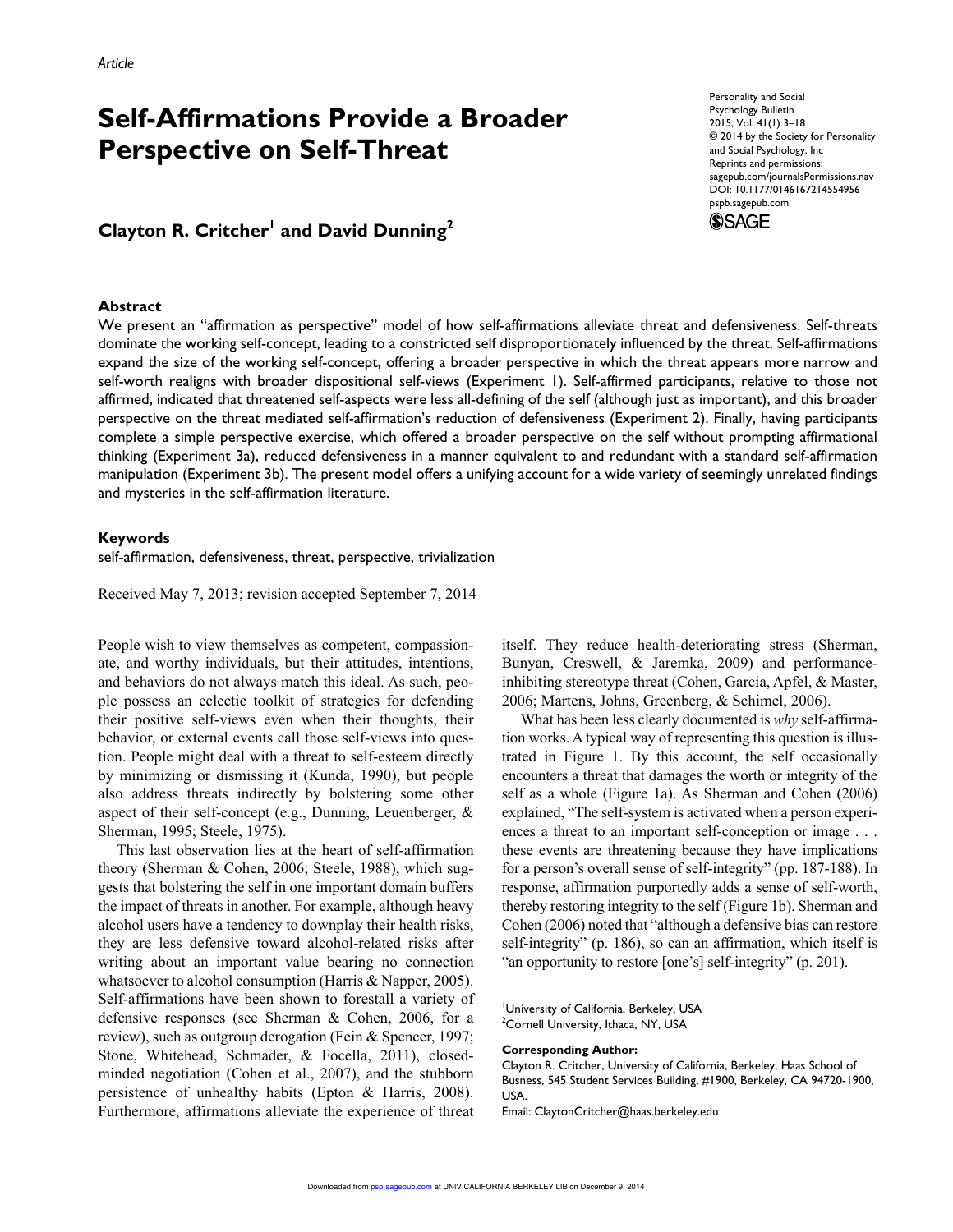Article

# Self-Affirmations Provide a Broader Perspective on Self-Threat

Personality and Social Psychology Bulletin
2015, Vol. 41(1) 3–18
© 2014 by the Society for Personality and Social Psychology, Inc
Reprints and permissions: sagepub.com/journalsPermissions.nav
DOI: 10.1177/0146167214554956
pspb.sagepub.com

**Clayton R. Critcher[1] and David Dunning[2]**

## Abstract

We present an "affirmation as perspective" model of how self-affirmations alleviate threat and defensiveness. Self-threats dominate the working self-concept, leading to a constricted self disproportionately influenced by the threat. Self-affirmations expand the size of the working self-concept, offering a broader perspective in which the threat appears more narrow and self-worth realigns with broader dispositional self-views (Experiment 1). Self-affirmed participants, relative to those not affirmed, indicated that threatened self-aspects were less all-defining of the self (although just as important), and this broader perspective on the threat mediated self-affirmation's reduction of defensiveness (Experiment 2). Finally, having participants complete a simple perspective exercise, which offered a broader perspective on the self without prompting affirmational thinking (Experiment 3a), reduced defensiveness in a manner equivalent to and redundant with a standard self-affirmation manipulation (Experiment 3b). The present model offers a unifying account for a wide variety of seemingly unrelated findings and mysteries in the self-affirmation literature.

### Keywords

self-affirmation, defensiveness, threat, perspective, trivialization

Received May 7, 2013; revision accepted September 7, 2014

People wish to view themselves as competent, compassionate, and worthy individuals, but their attitudes, intentions, and behaviors do not always match this ideal. As such, people possess an eclectic toolkit of strategies for defending their positive self-views even when their thoughts, their behavior, or external events call those self-views into question. People might deal with a threat to self-esteem directly by minimizing or dismissing it (Kunda, 1990), but people also address threats indirectly by bolstering some other aspect of their self-concept (e.g., Dunning, Leuenberger, & Sherman, 1995; Steele, 1975).

This last observation lies at the heart of self-affirmation theory (Sherman & Cohen, 2006; Steele, 1988), which suggests that bolstering the self in one important domain buffers the impact of threats in another. For example, although heavy alcohol users have a tendency to downplay their health risks, they are less defensive toward alcohol-related risks after writing about an important value bearing no connection whatsoever to alcohol consumption (Harris & Napper, 2005). Self-affirmations have been shown to forestall a variety of defensive responses (see Sherman & Cohen, 2006, for a review), such as outgroup derogation (Fein & Spencer, 1997; Stone, Whitehead, Schmader, & Focella, 2011), closed-minded negotiation (Cohen et al., 2007), and the stubborn persistence of unhealthy habits (Epton & Harris, 2008). Furthermore, affirmations alleviate the experience of threat itself. They reduce health-deteriorating stress (Sherman, Bunyan, Creswell, & Jaremka, 2009) and performance-inhibiting stereotype threat (Cohen, Garcia, Apfel, & Master, 2006; Martens, Johns, Greenberg, & Schimel, 2006).

What has been less clearly documented is *why* self-affirmation works. A typical way of representing this question is illustrated in Figure 1. By this account, the self occasionally encounters a threat that damages the worth or integrity of the self as a whole (Figure 1a). As Sherman and Cohen (2006) explained, "The self-system is activated when a person experiences a threat to an important self-conception or image . . . these events are threatening because they have implications for a person's overall sense of self-integrity" (pp. 187-188). In response, affirmation purportedly adds a sense of self-worth, thereby restoring integrity to the self (Figure 1b). Sherman and Cohen (2006) noted that "although a defensive bias can restore self-integrity" (p. 186), so can an affirmation, which itself is "an opportunity to restore [one's] self-integrity" (p. 201).

[1]University of California, Berkeley, USA
[2]Cornell University, Ithaca, NY, USA

**Corresponding Author:**
Clayton R. Critcher, University of California, Berkeley, Haas School of Busness, 545 Student Services Building, #1900, Berkeley, CA 94720-1900, USA.
Email: ClaytonCritcher@haas.berkeley.edu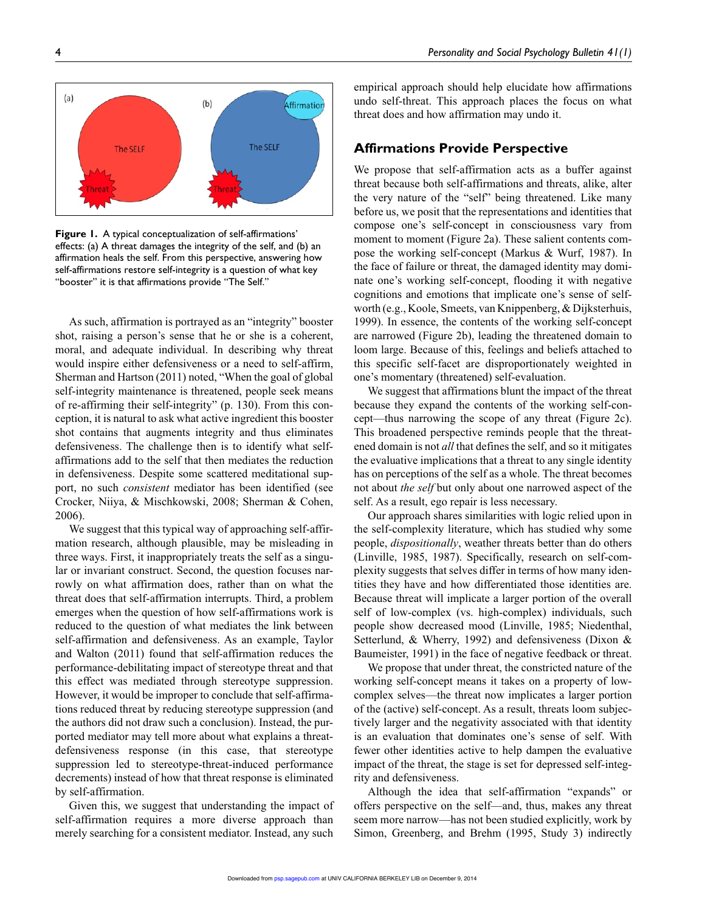Figure 1. A typical conceptualization of self-affirmations' effects: (a) A threat damages the integrity of the self, and (b) an affirmation heals the self. From this perspective, answering how self-affirmations restore self-integrity is a question of what key "booster" it is that affirmations provide "The Self."

As such, affirmation is portrayed as an "integrity" booster shot, raising a person's sense that he or she is a coherent, moral, and adequate individual. In describing why threat would inspire either defensiveness or a need to self-affirm, Sherman and Hartson (2011) noted, "When the goal of global self-integrity maintenance is threatened, people seek means of re-affirming their self-integrity" (p. 130). From this conception, it is natural to ask what active ingredient this booster shot contains that augments integrity and thus eliminates defensiveness. The challenge then is to identify what self-affirmations add to the self that then mediates the reduction in defensiveness. Despite some scattered meditational support, no such *consistent* mediator has been identified (see Crocker, Niiya, & Mischkowski, 2008; Sherman & Cohen, 2006).

We suggest that this typical way of approaching self-affirmation research, although plausible, may be misleading in three ways. First, it inappropriately treats the self as a singular or invariant construct. Second, the question focuses narrowly on what affirmation does, rather than on what the threat does that self-affirmation interrupts. Third, a problem emerges when the question of how self-affirmations work is reduced to the question of what mediates the link between self-affirmation and defensiveness. As an example, Taylor and Walton (2011) found that self-affirmation reduces the performance-debilitating impact of stereotype threat and that this effect was mediated through stereotype suppression. However, it would be improper to conclude that self-affirmations reduced threat by reducing stereotype suppression (and the authors did not draw such a conclusion). Instead, the purported mediator may tell more about what explains a threat-defensiveness response (in this case, that stereotype suppression led to stereotype-threat-induced performance decrements) instead of how that threat response is eliminated by self-affirmation.

Given this, we suggest that understanding the impact of self-affirmation requires a more diverse approach than merely searching for a consistent mediator. Instead, any such empirical approach should help elucidate how affirmations undo self-threat. This approach places the focus on what threat does and how affirmation may undo it.

## Affirmations Provide Perspective

We propose that self-affirmation acts as a buffer against threat because both self-affirmations and threats, alike, alter the very nature of the "self" being threatened. Like many before us, we posit that the representations and identities that compose one's self-concept in consciousness vary from moment to moment (Figure 2a). These salient contents compose the working self-concept (Markus & Wurf, 1987). In the face of failure or threat, the damaged identity may dominate one's working self-concept, flooding it with negative cognitions and emotions that implicate one's sense of self-worth (e.g., Koole, Smeets, van Knippenberg, & Dijksterhuis, 1999). In essence, the contents of the working self-concept are narrowed (Figure 2b), leading the threatened domain to loom large. Because of this, feelings and beliefs attached to this specific self-facet are disproportionately weighted in one's momentary (threatened) self-evaluation.

We suggest that affirmations blunt the impact of the threat because they expand the contents of the working self-concept—thus narrowing the scope of any threat (Figure 2c). This broadened perspective reminds people that the threatened domain is not *all* that defines the self, and so it mitigates the evaluative implications that a threat to any single identity has on perceptions of the self as a whole. The threat becomes not about *the self* but only about one narrowed aspect of the self. As a result, ego repair is less necessary.

Our approach shares similarities with logic relied upon in the self-complexity literature, which has studied why some people, *dispositionally*, weather threats better than do others (Linville, 1985, 1987). Specifically, research on self-complexity suggests that selves differ in terms of how many identities they have and how differentiated those identities are. Because threat will implicate a larger portion of the overall self of low-complex (vs. high-complex) individuals, such people show decreased mood (Linville, 1985; Niedenthal, Setterlund, & Wherry, 1992) and defensiveness (Dixon & Baumeister, 1991) in the face of negative feedback or threat.

We propose that under threat, the constricted nature of the working self-concept means it takes on a property of low-complex selves—the threat now implicates a larger portion of the (active) self-concept. As a result, threats loom subjectively larger and the negativity associated with that identity is an evaluation that dominates one's sense of self. With fewer other identities active to help dampen the evaluative impact of the threat, the stage is set for depressed self-integrity and defensiveness.

Although the idea that self-affirmation "expands" or offers perspective on the self—and, thus, makes any threat seem more narrow—has not been studied explicitly, work by Simon, Greenberg, and Brehm (1995, Study 3) indirectly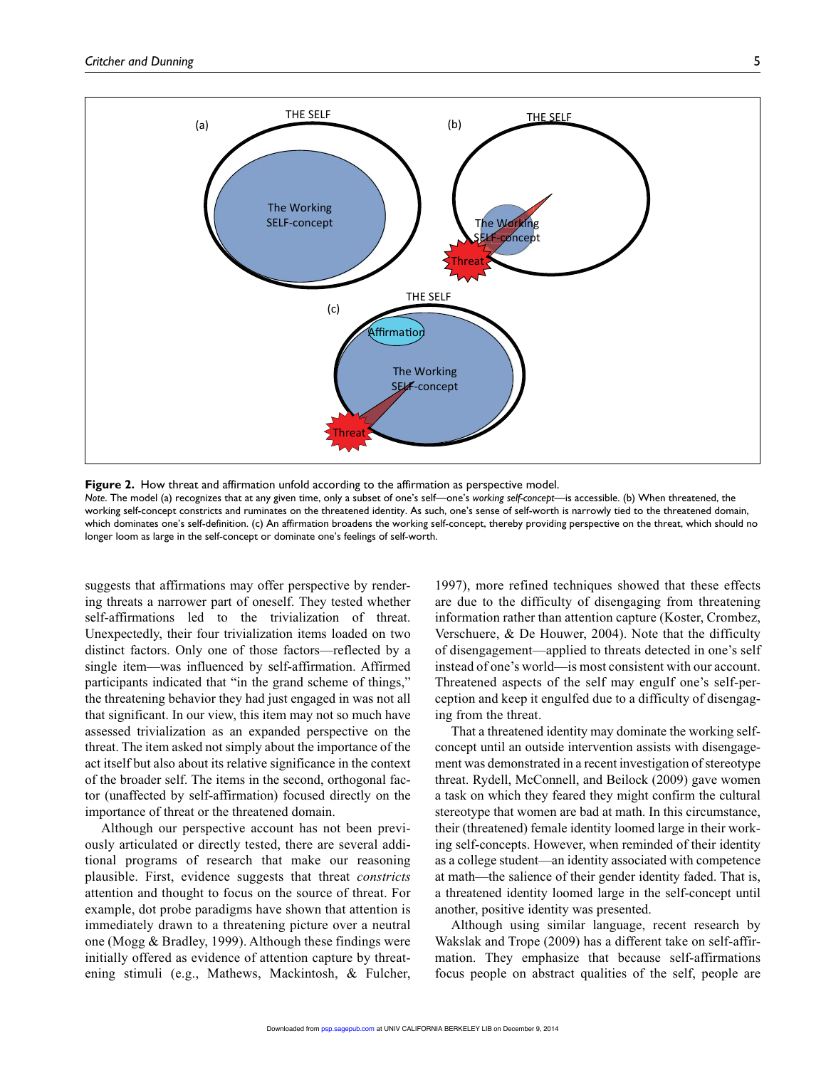**Figure 2.** How threat and affirmation unfold according to the affirmation as perspective model.
*Note.* The model (a) recognizes that at any given time, only a subset of one's self—one's *working self-concept*—is accessible. (b) When threatened, the working self-concept constricts and ruminates on the threatened identity. As such, one's sense of self-worth is narrowly tied to the threatened domain, which dominates one's self-definition. (c) An affirmation broadens the working self-concept, thereby providing perspective on the threat, which should no longer loom as large in the self-concept or dominate one's feelings of self-worth.

suggests that affirmations may offer perspective by rendering threats a narrower part of oneself. They tested whether self-affirmations led to the trivialization of threat. Unexpectedly, their four trivialization items loaded on two distinct factors. Only one of those factors—reflected by a single item—was influenced by self-affirmation. Affirmed participants indicated that "in the grand scheme of things," the threatening behavior they had just engaged in was not all that significant. In our view, this item may not so much have assessed trivialization as an expanded perspective on the threat. The item asked not simply about the importance of the act itself but also about its relative significance in the context of the broader self. The items in the second, orthogonal factor (unaffected by self-affirmation) focused directly on the importance of threat or the threatened domain.

Although our perspective account has not been previously articulated or directly tested, there are several additional programs of research that make our reasoning plausible. First, evidence suggests that threat *constricts* attention and thought to focus on the source of threat. For example, dot probe paradigms have shown that attention is immediately drawn to a threatening picture over a neutral one (Mogg & Bradley, 1999). Although these findings were initially offered as evidence of attention capture by threatening stimuli (e.g., Mathews, Mackintosh, & Fulcher, 1997), more refined techniques showed that these effects are due to the difficulty of disengaging from threatening information rather than attention capture (Koster, Crombez, Verschuere, & De Houwer, 2004). Note that the difficulty of disengagement—applied to threats detected in one's self instead of one's world—is most consistent with our account. Threatened aspects of the self may engulf one's self-perception and keep it engulfed due to a difficulty of disengaging from the threat.

That a threatened identity may dominate the working self-concept until an outside intervention assists with disengagement was demonstrated in a recent investigation of stereotype threat. Rydell, McConnell, and Beilock (2009) gave women a task on which they feared they might confirm the cultural stereotype that women are bad at math. In this circumstance, their (threatened) female identity loomed large in their working self-concepts. However, when reminded of their identity as a college student—an identity associated with competence at math—the salience of their gender identity faded. That is, a threatened identity loomed large in the self-concept until another, positive identity was presented.

Although using similar language, recent research by Wakslak and Trope (2009) has a different take on self-affirmation. They emphasize that because self-affirmations focus people on abstract qualities of the self, people are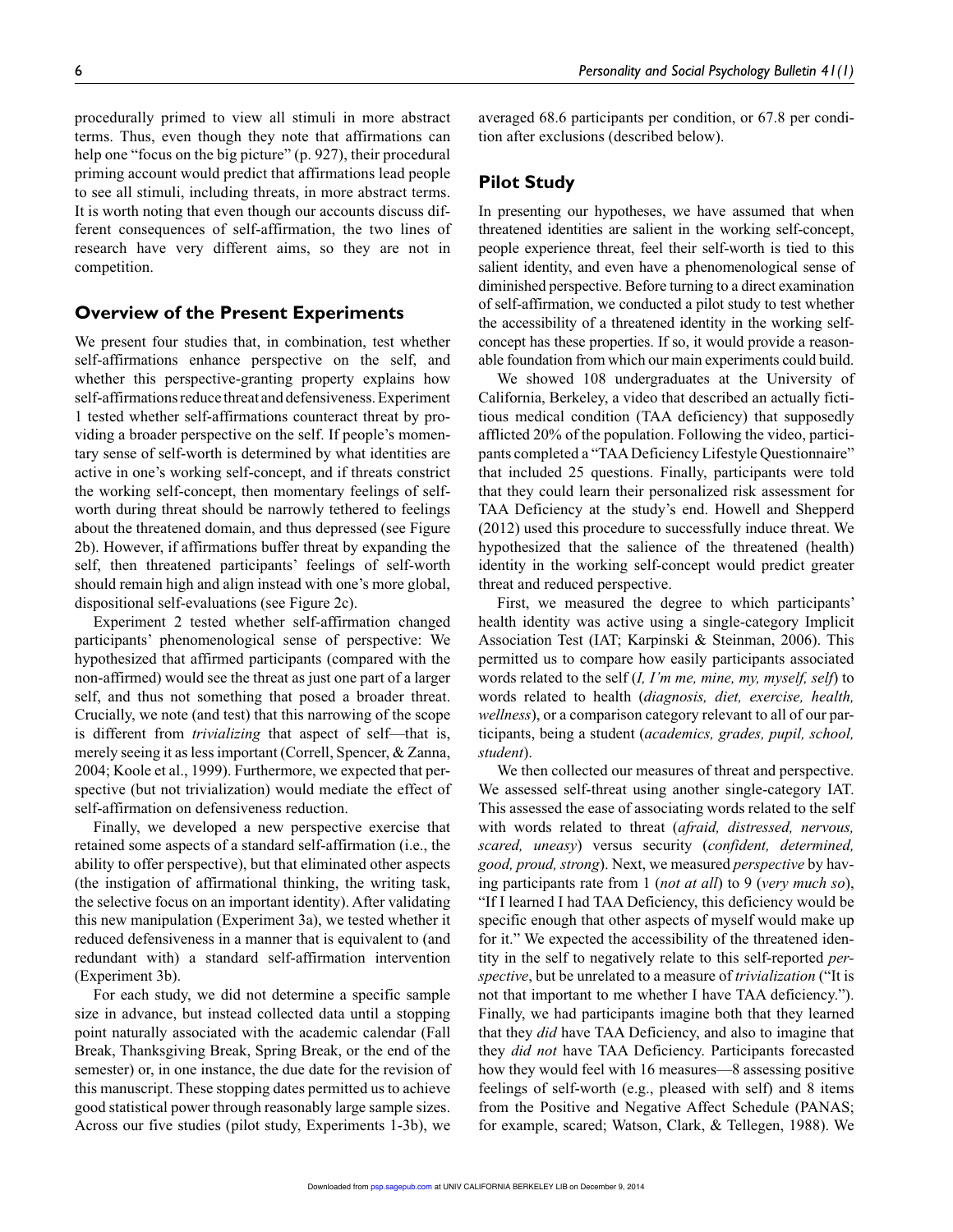procedurally primed to view all stimuli in more abstract terms. Thus, even though they note that affirmations can help one "focus on the big picture" (p. 927), their procedural priming account would predict that affirmations lead people to see all stimuli, including threats, in more abstract terms. It is worth noting that even though our accounts discuss different consequences of self-affirmation, the two lines of research have very different aims, so they are not in competition.

## Overview of the Present Experiments

We present four studies that, in combination, test whether self-affirmations enhance perspective on the self, and whether this perspective-granting property explains how self-affirmations reduce threat and defensiveness. Experiment 1 tested whether self-affirmations counteract threat by providing a broader perspective on the self. If people's momentary sense of self-worth is determined by what identities are active in one's working self-concept, and if threats constrict the working self-concept, then momentary feelings of self-worth during threat should be narrowly tethered to feelings about the threatened domain, and thus depressed (see Figure 2b). However, if affirmations buffer threat by expanding the self, then threatened participants' feelings of self-worth should remain high and align instead with one's more global, dispositional self-evaluations (see Figure 2c).

Experiment 2 tested whether self-affirmation changed participants' phenomenological sense of perspective: We hypothesized that affirmed participants (compared with the non-affirmed) would see the threat as just one part of a larger self, and thus not something that posed a broader threat. Crucially, we note (and test) that this narrowing of the scope is different from *trivializing* that aspect of self—that is, merely seeing it as less important (Correll, Spencer, & Zanna, 2004; Koole et al., 1999). Furthermore, we expected that perspective (but not trivialization) would mediate the effect of self-affirmation on defensiveness reduction.

Finally, we developed a new perspective exercise that retained some aspects of a standard self-affirmation (i.e., the ability to offer perspective), but that eliminated other aspects (the instigation of affirmational thinking, the writing task, the selective focus on an important identity). After validating this new manipulation (Experiment 3a), we tested whether it reduced defensiveness in a manner that is equivalent to (and redundant with) a standard self-affirmation intervention (Experiment 3b).

For each study, we did not determine a specific sample size in advance, but instead collected data until a stopping point naturally associated with the academic calendar (Fall Break, Thanksgiving Break, Spring Break, or the end of the semester) or, in one instance, the due date for the revision of this manuscript. These stopping dates permitted us to achieve good statistical power through reasonably large sample sizes. Across our five studies (pilot study, Experiments 1-3b), we averaged 68.6 participants per condition, or 67.8 per condition after exclusions (described below).

## Pilot Study

In presenting our hypotheses, we have assumed that when threatened identities are salient in the working self-concept, people experience threat, feel their self-worth is tied to this salient identity, and even have a phenomenological sense of diminished perspective. Before turning to a direct examination of self-affirmation, we conducted a pilot study to test whether the accessibility of a threatened identity in the working self-concept has these properties. If so, it would provide a reasonable foundation from which our main experiments could build.

We showed 108 undergraduates at the University of California, Berkeley, a video that described an actually fictitious medical condition (TAA deficiency) that supposedly afflicted 20% of the population. Following the video, participants completed a "TAA Deficiency Lifestyle Questionnaire" that included 25 questions. Finally, participants were told that they could learn their personalized risk assessment for TAA Deficiency at the study's end. Howell and Shepperd (2012) used this procedure to successfully induce threat. We hypothesized that the salience of the threatened (health) identity in the working self-concept would predict greater threat and reduced perspective.

First, we measured the degree to which participants' health identity was active using a single-category Implicit Association Test (IAT; Karpinski & Steinman, 2006). This permitted us to compare how easily participants associated words related to the self (*I, I'm me, mine, my, myself, self*) to words related to health (*diagnosis, diet, exercise, health, wellness*), or a comparison category relevant to all of our participants, being a student (*academics, grades, pupil, school, student*).

We then collected our measures of threat and perspective. We assessed self-threat using another single-category IAT. This assessed the ease of associating words related to the self with words related to threat (*afraid, distressed, nervous, scared, uneasy*) versus security (*confident, determined, good, proud, strong*). Next, we measured *perspective* by having participants rate from 1 (*not at all*) to 9 (*very much so*), "If I learned I had TAA Deficiency, this deficiency would be specific enough that other aspects of myself would make up for it." We expected the accessibility of the threatened identity in the self to negatively relate to this self-reported *perspective*, but be unrelated to a measure of *trivialization* ("It is not that important to me whether I have TAA deficiency."). Finally, we had participants imagine both that they learned that they *did* have TAA Deficiency, and also to imagine that they *did not* have TAA Deficiency. Participants forecasted how they would feel with 16 measures—8 assessing positive feelings of self-worth (e.g., pleased with self) and 8 items from the Positive and Negative Affect Schedule (PANAS; for example, scared; Watson, Clark, & Tellegen, 1988). We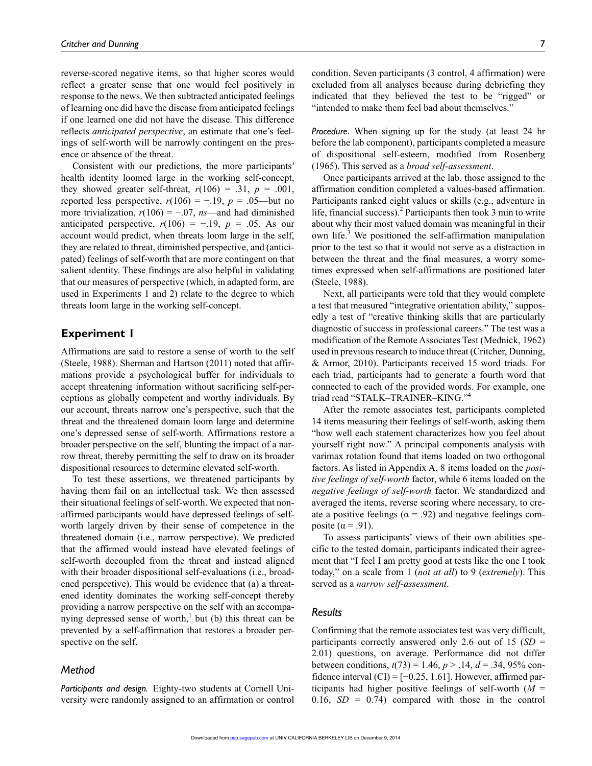reverse-scored negative items, so that higher scores would reflect a greater sense that one would feel positively in response to the news. We then subtracted anticipated feelings of learning one did have the disease from anticipated feelings if one learned one did not have the disease. This difference reflects *anticipated perspective*, an estimate that one's feelings of self-worth will be narrowly contingent on the presence or absence of the threat.

Consistent with our predictions, the more participants' health identity loomed large in the working self-concept, they showed greater self-threat, $r(106) = .31$, $p = .001$, reported less perspective, $r(106) = -.19$, $p = .05$—but no more trivialization, $r(106) = -.07$, *ns*—and had diminished anticipated perspective, $r(106) = -.19$, $p = .05$. As our account would predict, when threats loom large in the self, they are related to threat, diminished perspective, and (anticipated) feelings of self-worth that are more contingent on that salient identity. These findings are also helpful in validating that our measures of perspective (which, in adapted form, are used in Experiments 1 and 2) relate to the degree to which threats loom large in the working self-concept.

## Experiment 1

Affirmations are said to restore a sense of worth to the self (Steele, 1988). Sherman and Hartson (2011) noted that affirmations provide a psychological buffer for individuals to accept threatening information without sacrificing self-perceptions as globally competent and worthy individuals. By our account, threats narrow one's perspective, such that the threat and the threatened domain loom large and determine one's depressed sense of self-worth. Affirmations restore a broader perspective on the self, blunting the impact of a narrow threat, thereby permitting the self to draw on its broader dispositional resources to determine elevated self-worth.

To test these assertions, we threatened participants by having them fail on an intellectual task. We then assessed their situational feelings of self-worth. We expected that nonaffirmed participants would have depressed feelings of self-worth largely driven by their sense of competence in the threatened domain (i.e., narrow perspective). We predicted that the affirmed would instead have elevated feelings of self-worth decoupled from the threat and instead aligned with their broader dispositional self-evaluations (i.e., broadened perspective). This would be evidence that (a) a threatened identity dominates the working self-concept thereby providing a narrow perspective on the self with an accompanying depressed sense of worth,[1] but (b) this threat can be prevented by a self-affirmation that restores a broader perspective on the self.

### Method

*Participants and design.* Eighty-two students at Cornell University were randomly assigned to an affirmation or control condition. Seven participants (3 control, 4 affirmation) were excluded from all analyses because during debriefing they indicated that they believed the test to be "rigged" or "intended to make them feel bad about themselves."

*Procedure.* When signing up for the study (at least 24 hr before the lab component), participants completed a measure of dispositional self-esteem, modified from Rosenberg (1965). This served as a *broad self-assessment*.

Once participants arrived at the lab, those assigned to the affirmation condition completed a values-based affirmation. Participants ranked eight values or skills (e.g., adventure in life, financial success).[2] Participants then took 3 min to write about why their most valued domain was meaningful in their own life.[3] We positioned the self-affirmation manipulation prior to the test so that it would not serve as a distraction in between the threat and the final measures, a worry sometimes expressed when self-affirmations are positioned later (Steele, 1988).

Next, all participants were told that they would complete a test that measured "integrative orientation ability," supposedly a test of "creative thinking skills that are particularly diagnostic of success in professional careers." The test was a modification of the Remote Associates Test (Mednick, 1962) used in previous research to induce threat (Critcher, Dunning, & Armor, 2010). Participants received 15 word triads. For each triad, participants had to generate a fourth word that connected to each of the provided words. For example, one triad read "STALK–TRAINER–KING."[4]

After the remote associates test, participants completed 14 items measuring their feelings of self-worth, asking them "how well each statement characterizes how you feel about yourself right now." A principal components analysis with varimax rotation found that items loaded on two orthogonal factors. As listed in Appendix A, 8 items loaded on the *positive feelings of self-worth* factor, while 6 items loaded on the *negative feelings of self-worth* factor. We standardized and averaged the items, reverse scoring where necessary, to create a positive feelings ($\alpha = .92$) and negative feelings composite ($\alpha = .91$).

To assess participants' views of their own abilities specific to the tested domain, participants indicated their agreement that "I feel I am pretty good at tests like the one I took today," on a scale from 1 (*not at all*) to 9 (*extremely*). This served as a *narrow self-assessment*.

### Results

Confirming that the remote associates test was very difficult, participants correctly answered only 2.6 out of 15 ($SD = 2.01$) questions, on average. Performance did not differ between conditions, $t(73) = 1.46$, $p > .14$, $d = .34$, 95% confidence interval (CI) = [−0.25, 1.61]. However, affirmed participants had higher positive feelings of self-worth ($M = 0.16$, $SD = 0.74$) compared with those in the control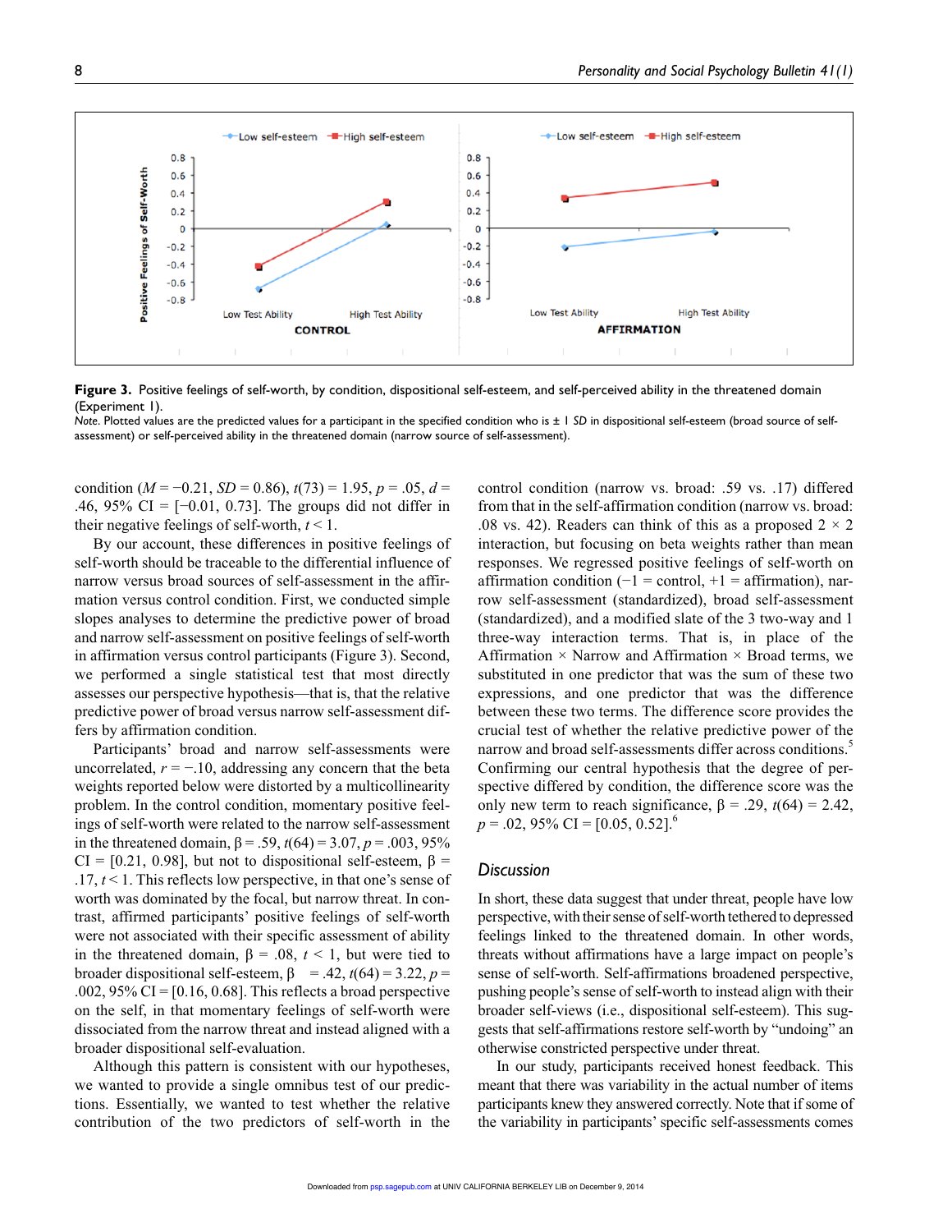Figure 3. Positive feelings of self-worth, by condition, dispositional self-esteem, and self-perceived ability in the threatened domain (Experiment 1).

*Note.* Plotted values are the predicted values for a participant in the specified condition who is ± 1 *SD* in dispositional self-esteem (broad source of self-assessment) or self-perceived ability in the threatened domain (narrow source of self-assessment).

condition ($M = -0.21$, $SD = 0.86$), $t(73) = 1.95$, $p = .05$, $d = .46$, 95% CI = [−0.01, 0.73]. The groups did not differ in their negative feelings of self-worth, $t < 1$.

By our account, these differences in positive feelings of self-worth should be traceable to the differential influence of narrow versus broad sources of self-assessment in the affirmation versus control condition. First, we conducted simple slopes analyses to determine the predictive power of broad and narrow self-assessment on positive feelings of self-worth in affirmation versus control participants (Figure 3). Second, we performed a single statistical test that most directly assesses our perspective hypothesis—that is, that the relative predictive power of broad versus narrow self-assessment differs by affirmation condition.

Participants' broad and narrow self-assessments were uncorrelated, $r = -.10$, addressing any concern that the beta weights reported below were distorted by a multicollinearity problem. In the control condition, momentary positive feelings of self-worth were related to the narrow self-assessment in the threatened domain, $\beta = .59$, $t(64) = 3.07$, $p = .003$, 95% CI = [0.21, 0.98], but not to dispositional self-esteem, $\beta = .17$, $t < 1$. This reflects low perspective, in that one's sense of worth was dominated by the focal, but narrow threat. In contrast, affirmed participants' positive feelings of self-worth were not associated with their specific assessment of ability in the threatened domain, $\beta = .08$, $t < 1$, but were tied to broader dispositional self-esteem, $\beta = .42$, $t(64) = 3.22$, $p = .002$, 95% CI = [0.16, 0.68]. This reflects a broad perspective on the self, in that momentary feelings of self-worth were dissociated from the narrow threat and instead aligned with a broader dispositional self-evaluation.

Although this pattern is consistent with our hypotheses, we wanted to provide a single omnibus test of our predictions. Essentially, we wanted to test whether the relative contribution of the two predictors of self-worth in the control condition (narrow vs. broad: .59 vs. .17) differed from that in the self-affirmation condition (narrow vs. broad: .08 vs. 42). Readers can think of this as a proposed 2 × 2 interaction, but focusing on beta weights rather than mean responses. We regressed positive feelings of self-worth on affirmation condition (−1 = control, +1 = affirmation), narrow self-assessment (standardized), broad self-assessment (standardized), and a modified slate of the 3 two-way and 1 three-way interaction terms. That is, in place of the Affirmation × Narrow and Affirmation × Broad terms, we substituted in one predictor that was the sum of these two expressions, and one predictor that was the difference between these two terms. The difference score provides the crucial test of whether the relative predictive power of the narrow and broad self-assessments differ across conditions.[5] Confirming our central hypothesis that the degree of perspective differed by condition, the difference score was the only new term to reach significance, $\beta = .29$, $t(64) = 2.42$, $p = .02$, 95% CI = [0.05, 0.52].[6]

## Discussion

In short, these data suggest that under threat, people have low perspective, with their sense of self-worth tethered to depressed feelings linked to the threatened domain. In other words, threats without affirmations have a large impact on people's sense of self-worth. Self-affirmations broadened perspective, pushing people's sense of self-worth to instead align with their broader self-views (i.e., dispositional self-esteem). This suggests that self-affirmations restore self-worth by "undoing" an otherwise constricted perspective under threat.

In our study, participants received honest feedback. This meant that there was variability in the actual number of items participants knew they answered correctly. Note that if some of the variability in participants' specific self-assessments comes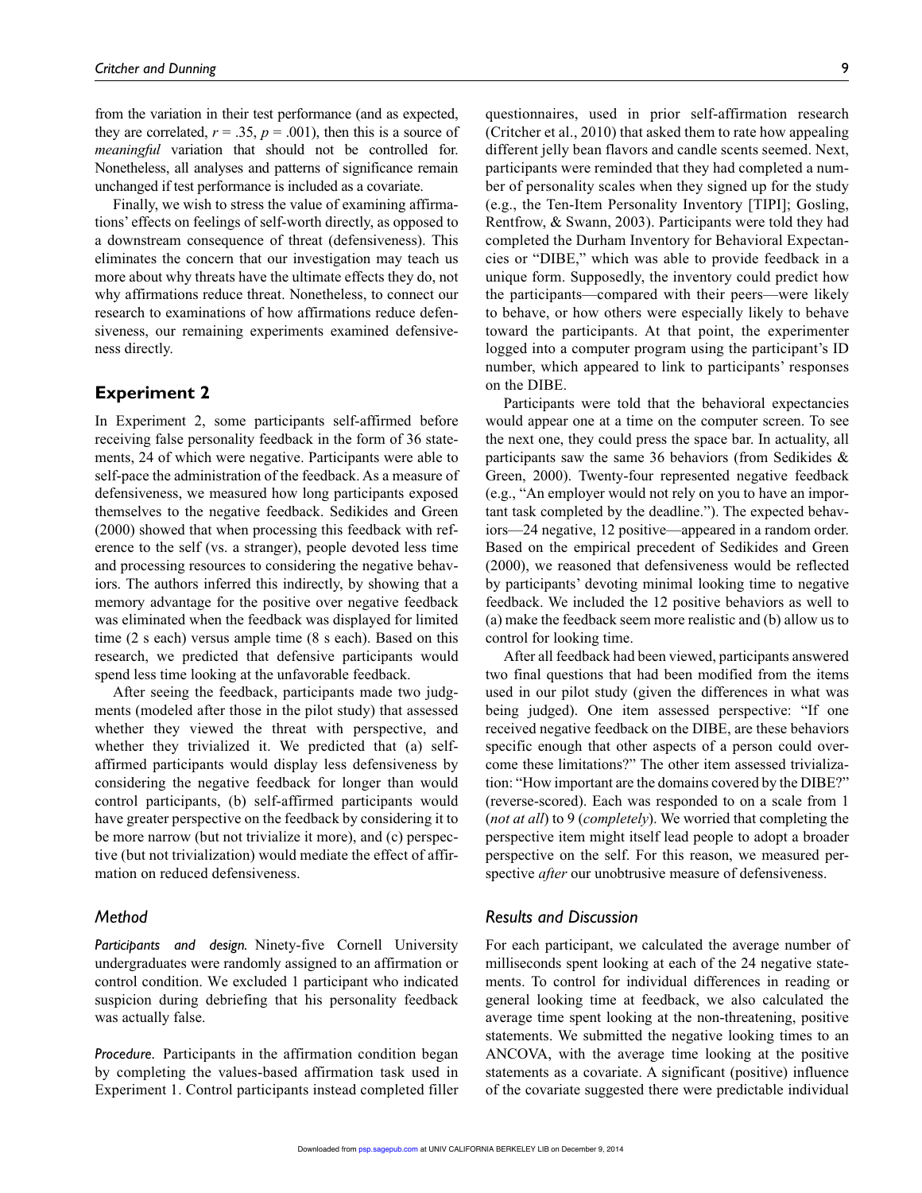from the variation in their test performance (and as expected, they are correlated, $r = .35$, $p = .001$), then this is a source of *meaningful* variation that should not be controlled for. Nonetheless, all analyses and patterns of significance remain unchanged if test performance is included as a covariate.

Finally, we wish to stress the value of examining affirmations' effects on feelings of self-worth directly, as opposed to a downstream consequence of threat (defensiveness). This eliminates the concern that our investigation may teach us more about why threats have the ultimate effects they do, not why affirmations reduce threat. Nonetheless, to connect our research to examinations of how affirmations reduce defensiveness, our remaining experiments examined defensiveness directly.

## Experiment 2

In Experiment 2, some participants self-affirmed before receiving false personality feedback in the form of 36 statements, 24 of which were negative. Participants were able to self-pace the administration of the feedback. As a measure of defensiveness, we measured how long participants exposed themselves to the negative feedback. Sedikides and Green (2000) showed that when processing this feedback with reference to the self (vs. a stranger), people devoted less time and processing resources to considering the negative behaviors. The authors inferred this indirectly, by showing that a memory advantage for the positive over negative feedback was eliminated when the feedback was displayed for limited time (2 s each) versus ample time (8 s each). Based on this research, we predicted that defensive participants would spend less time looking at the unfavorable feedback.

After seeing the feedback, participants made two judgments (modeled after those in the pilot study) that assessed whether they viewed the threat with perspective, and whether they trivialized it. We predicted that (a) self-affirmed participants would display less defensiveness by considering the negative feedback for longer than would control participants, (b) self-affirmed participants would have greater perspective on the feedback by considering it to be more narrow (but not trivialize it more), and (c) perspective (but not trivialization) would mediate the effect of affirmation on reduced defensiveness.

### Method

*Participants and design.* Ninety-five Cornell University undergraduates were randomly assigned to an affirmation or control condition. We excluded 1 participant who indicated suspicion during debriefing that his personality feedback was actually false.

*Procedure.* Participants in the affirmation condition began by completing the values-based affirmation task used in Experiment 1. Control participants instead completed filler questionnaires, used in prior self-affirmation research (Critcher et al., 2010) that asked them to rate how appealing different jelly bean flavors and candle scents seemed. Next, participants were reminded that they had completed a number of personality scales when they signed up for the study (e.g., the Ten-Item Personality Inventory [TIPI]; Gosling, Rentfrow, & Swann, 2003). Participants were told they had completed the Durham Inventory for Behavioral Expectancies or "DIBE," which was able to provide feedback in a unique form. Supposedly, the inventory could predict how the participants—compared with their peers—were likely to behave, or how others were especially likely to behave toward the participants. At that point, the experimenter logged into a computer program using the participant's ID number, which appeared to link to participants' responses on the DIBE.

Participants were told that the behavioral expectancies would appear one at a time on the computer screen. To see the next one, they could press the space bar. In actuality, all participants saw the same 36 behaviors (from Sedikides & Green, 2000). Twenty-four represented negative feedback (e.g., "An employer would not rely on you to have an important task completed by the deadline."). The expected behaviors—24 negative, 12 positive—appeared in a random order. Based on the empirical precedent of Sedikides and Green (2000), we reasoned that defensiveness would be reflected by participants' devoting minimal looking time to negative feedback. We included the 12 positive behaviors as well to (a) make the feedback seem more realistic and (b) allow us to control for looking time.

After all feedback had been viewed, participants answered two final questions that had been modified from the items used in our pilot study (given the differences in what was being judged). One item assessed perspective: "If one received negative feedback on the DIBE, are these behaviors specific enough that other aspects of a person could overcome these limitations?" The other item assessed trivialization: "How important are the domains covered by the DIBE?" (reverse-scored). Each was responded to on a scale from 1 (*not at all*) to 9 (*completely*). We worried that completing the perspective item might itself lead people to adopt a broader perspective on the self. For this reason, we measured perspective *after* our unobtrusive measure of defensiveness.

### Results and Discussion

For each participant, we calculated the average number of milliseconds spent looking at each of the 24 negative statements. To control for individual differences in reading or general looking time at feedback, we also calculated the average time spent looking at the non-threatening, positive statements. We submitted the negative looking times to an ANCOVA, with the average time looking at the positive statements as a covariate. A significant (positive) influence of the covariate suggested there were predictable individual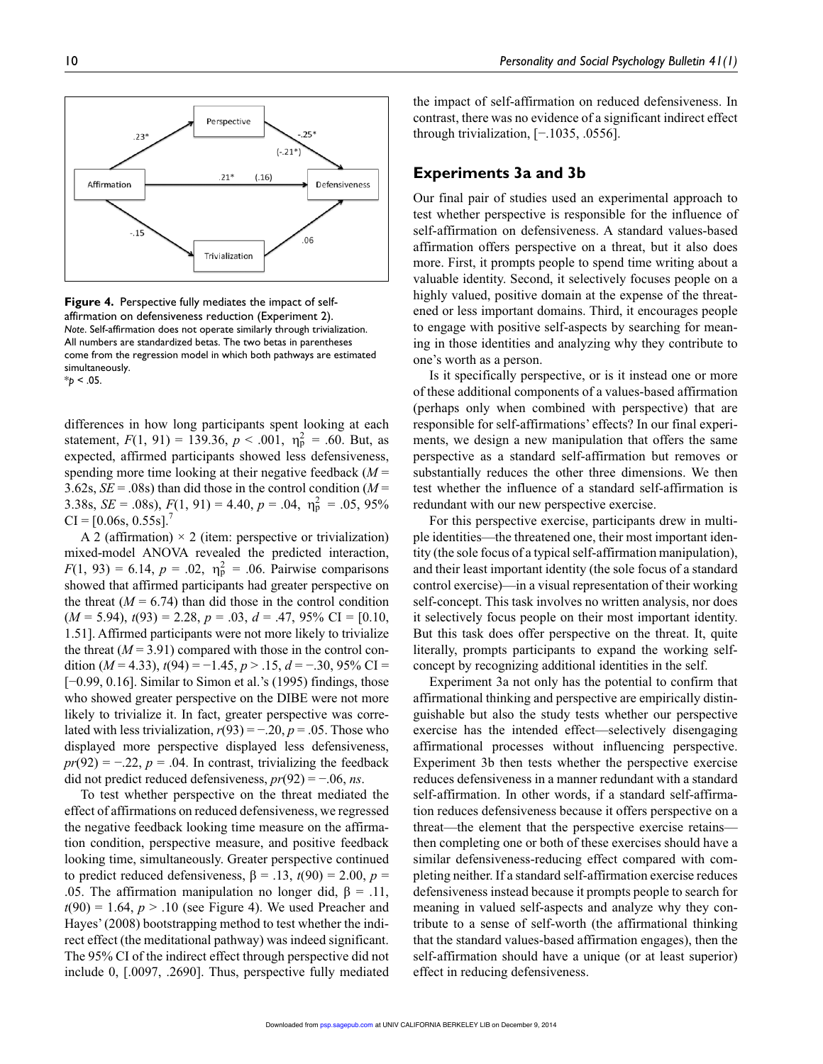**Figure 4.** Perspective fully mediates the impact of self-affirmation on defensiveness reduction (Experiment 2).
*Note.* Self-affirmation does not operate similarly through trivialization. All numbers are standardized betas. The two betas in parentheses come from the regression model in which both pathways are estimated simultaneously.
*$p < .05$.

differences in how long participants spent looking at each statement, $F(1, 91) = 139.36$, $p < .001$, $\eta_p^2 = .60$. But, as expected, affirmed participants showed less defensiveness, spending more time looking at their negative feedback ($M$ = 3.62s, $SE$ = .08s) than did those in the control condition ($M$ = 3.38s, $SE$ = .08s), $F(1, 91) = 4.40$, $p = .04$, $\eta_p^2 = .05$, 95% CI = [0.06s, 0.55s].[7]

A 2 (affirmation) × 2 (item: perspective or trivialization) mixed-model ANOVA revealed the predicted interaction, $F(1, 93) = 6.14$, $p = .02$, $\eta_p^2 = .06$. Pairwise comparisons showed that affirmed participants had greater perspective on the threat ($M = 6.74$) than did those in the control condition ($M = 5.94$), $t(93) = 2.28$, $p = .03$, $d = .47$, 95% CI = [0.10, 1.51]. Affirmed participants were not more likely to trivialize the threat ($M = 3.91$) compared with those in the control condition ($M = 4.33$), $t(94) = -1.45$, $p > .15$, $d = -.30$, 95% CI = [−0.99, 0.16]. Similar to Simon et al.'s (1995) findings, those who showed greater perspective on the DIBE were not more likely to trivialize it. In fact, greater perspective was correlated with less trivialization, $r(93) = -.20$, $p = .05$. Those who displayed more perspective displayed less defensiveness, $pr(92) = -.22$, $p = .04$. In contrast, trivializing the feedback did not predict reduced defensiveness, $pr(92) = -.06$, *ns*.

To test whether perspective on the threat mediated the effect of affirmations on reduced defensiveness, we regressed the negative feedback looking time measure on the affirmation condition, perspective measure, and positive feedback looking time, simultaneously. Greater perspective continued to predict reduced defensiveness, $\beta = .13$, $t(90) = 2.00$, $p = .05$. The affirmation manipulation no longer did, $\beta = .11$, $t(90) = 1.64$, $p > .10$ (see Figure 4). We used Preacher and Hayes' (2008) bootstrapping method to test whether the indirect effect (the meditational pathway) was indeed significant. The 95% CI of the indirect effect through perspective did not include 0, [.0097, .2690]. Thus, perspective fully mediated the impact of self-affirmation on reduced defensiveness. In contrast, there was no evidence of a significant indirect effect through trivialization, [−.1035, .0556].

## Experiments 3a and 3b

Our final pair of studies used an experimental approach to test whether perspective is responsible for the influence of self-affirmation on defensiveness. A standard values-based affirmation offers perspective on a threat, but it also does more. First, it prompts people to spend time writing about a valuable identity. Second, it selectively focuses people on a highly valued, positive domain at the expense of the threatened or less important domains. Third, it encourages people to engage with positive self-aspects by searching for meaning in those identities and analyzing why they contribute to one's worth as a person.

Is it specifically perspective, or is it instead one or more of these additional components of a values-based affirmation (perhaps only when combined with perspective) that are responsible for self-affirmations' effects? In our final experiments, we design a new manipulation that offers the same perspective as a standard self-affirmation but removes or substantially reduces the other three dimensions. We then test whether the influence of a standard self-affirmation is redundant with our new perspective exercise.

For this perspective exercise, participants drew in multiple identities—the threatened one, their most important identity (the sole focus of a typical self-affirmation manipulation), and their least important identity (the sole focus of a standard control exercise)—in a visual representation of their working self-concept. This task involves no written analysis, nor does it selectively focus people on their most important identity. But this task does offer perspective on the threat. It, quite literally, prompts participants to expand the working self-concept by recognizing additional identities in the self.

Experiment 3a not only has the potential to confirm that affirmational thinking and perspective are empirically distinguishable but also the study tests whether our perspective exercise has the intended effect—selectively disengaging affirmational processes without influencing perspective. Experiment 3b then tests whether the perspective exercise reduces defensiveness in a manner redundant with a standard self-affirmation. In other words, if a standard self-affirmation reduces defensiveness because it offers perspective on a threat—the element that the perspective exercise retains—then completing one or both of these exercises should have a similar defensiveness-reducing effect compared with completing neither. If a standard self-affirmation exercise reduces defensiveness instead because it prompts people to search for meaning in valued self-aspects and analyze why they contribute to a sense of self-worth (the affirmational thinking that the standard values-based affirmation engages), then the self-affirmation should have a unique (or at least superior) effect in reducing defensiveness.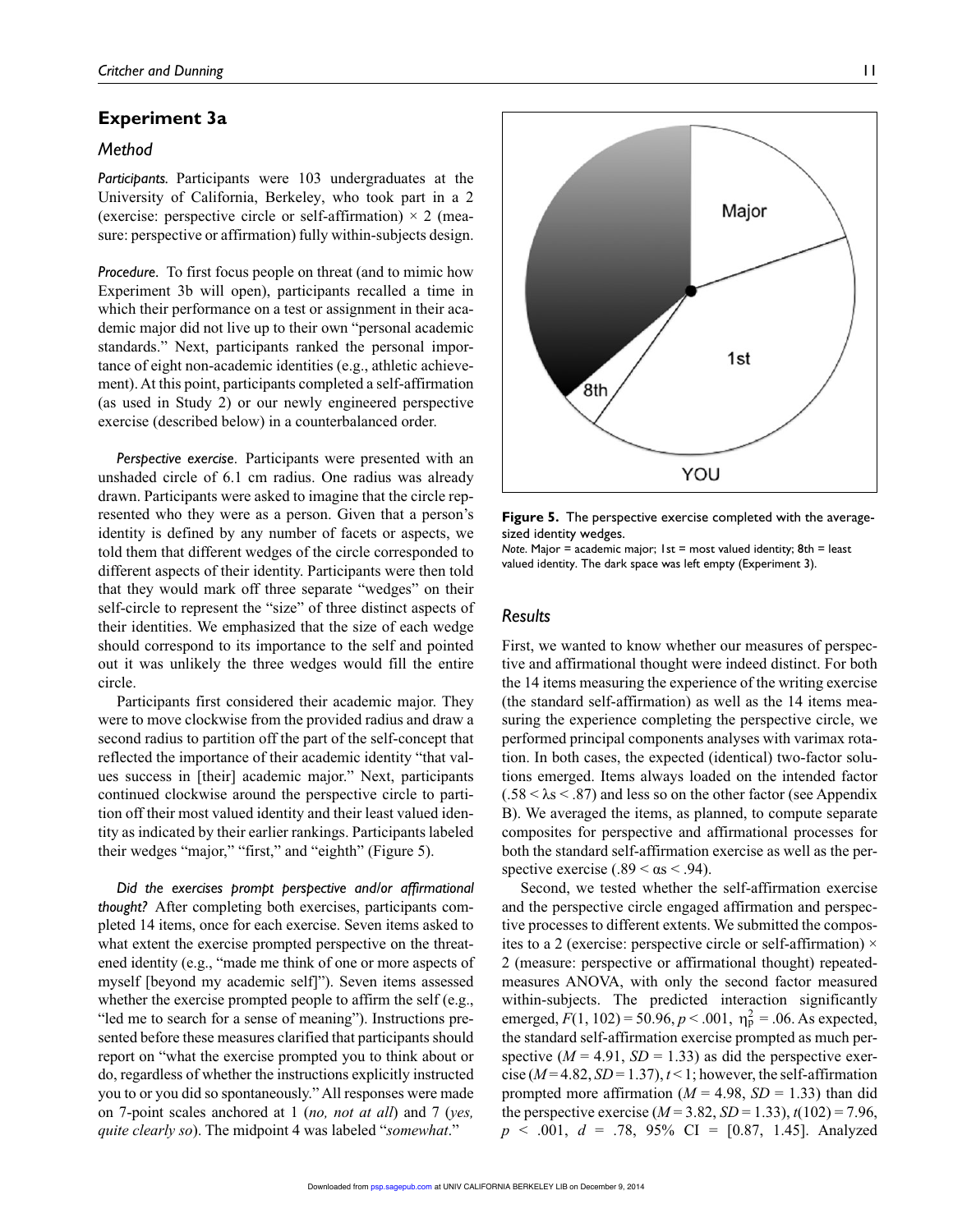## Experiment 3a

### Method

*Participants.* Participants were 103 undergraduates at the University of California, Berkeley, who took part in a 2 (exercise: perspective circle or self-affirmation) × 2 (measure: perspective or affirmation) fully within-subjects design.

*Procedure.* To first focus people on threat (and to mimic how Experiment 3b will open), participants recalled a time in which their performance on a test or assignment in their academic major did not live up to their own "personal academic standards." Next, participants ranked the personal importance of eight non-academic identities (e.g., athletic achievement). At this point, participants completed a self-affirmation (as used in Study 2) or our newly engineered perspective exercise (described below) in a counterbalanced order.

*Perspective exercise*. Participants were presented with an unshaded circle of 6.1 cm radius. One radius was already drawn. Participants were asked to imagine that the circle represented who they were as a person. Given that a person's identity is defined by any number of facets or aspects, we told them that different wedges of the circle corresponded to different aspects of their identity. Participants were then told that they would mark off three separate "wedges" on their self-circle to represent the "size" of three distinct aspects of their identities. We emphasized that the size of each wedge should correspond to its importance to the self and pointed out it was unlikely the three wedges would fill the entire circle.

Participants first considered their academic major. They were to move clockwise from the provided radius and draw a second radius to partition off the part of the self-concept that reflected the importance of their academic identity "that values success in [their] academic major." Next, participants continued clockwise around the perspective circle to partition off their most valued identity and their least valued identity as indicated by their earlier rankings. Participants labeled their wedges "major," "first," and "eighth" (Figure 5).

*Did the exercises prompt perspective and/or affirmational thought?* After completing both exercises, participants completed 14 items, once for each exercise. Seven items asked to what extent the exercise prompted perspective on the threatened identity (e.g., "made me think of one or more aspects of myself [beyond my academic self]"). Seven items assessed whether the exercise prompted people to affirm the self (e.g., "led me to search for a sense of meaning"). Instructions presented before these measures clarified that participants should report on "what the exercise prompted you to think about or do, regardless of whether the instructions explicitly instructed you to or you did so spontaneously." All responses were made on 7-point scales anchored at 1 (*no, not at all*) and 7 (*yes, quite clearly so*). The midpoint 4 was labeled "*somewhat*."

**Figure 5.** The perspective exercise completed with the average-sized identity wedges.
*Note.* Major = academic major; 1st = most valued identity; 8th = least valued identity. The dark space was left empty (Experiment 3).

### Results

First, we wanted to know whether our measures of perspective and affirmational thought were indeed distinct. For both the 14 items measuring the experience of the writing exercise (the standard self-affirmation) as well as the 14 items measuring the experience completing the perspective circle, we performed principal components analyses with varimax rotation. In both cases, the expected (identical) two-factor solutions emerged. Items always loaded on the intended factor ($.58 < \lambda s < .87$) and less so on the other factor (see Appendix B). We averaged the items, as planned, to compute separate composites for perspective and affirmational processes for both the standard self-affirmation exercise as well as the perspective exercise ($.89 < \alpha s < .94$).

Second, we tested whether the self-affirmation exercise and the perspective circle engaged affirmation and perspective processes to different extents. We submitted the composites to a 2 (exercise: perspective circle or self-affirmation) × 2 (measure: perspective or affirmational thought) repeated-measures ANOVA, with only the second factor measured within-subjects. The predicted interaction significantly emerged, $F(1, 102) = 50.96$, $p < .001$, $\eta_p^2 = .06$. As expected, the standard self-affirmation exercise prompted as much perspective ($M = 4.91$, $SD = 1.33$) as did the perspective exercise ($M = 4.82$, $SD = 1.37$), $t < 1$; however, the self-affirmation prompted more affirmation ($M = 4.98$, $SD = 1.33$) than did the perspective exercise ($M = 3.82$, $SD = 1.33$), $t(102) = 7.96$, $p < .001$, $d = .78$, 95% CI = [0.87, 1.45]. Analyzed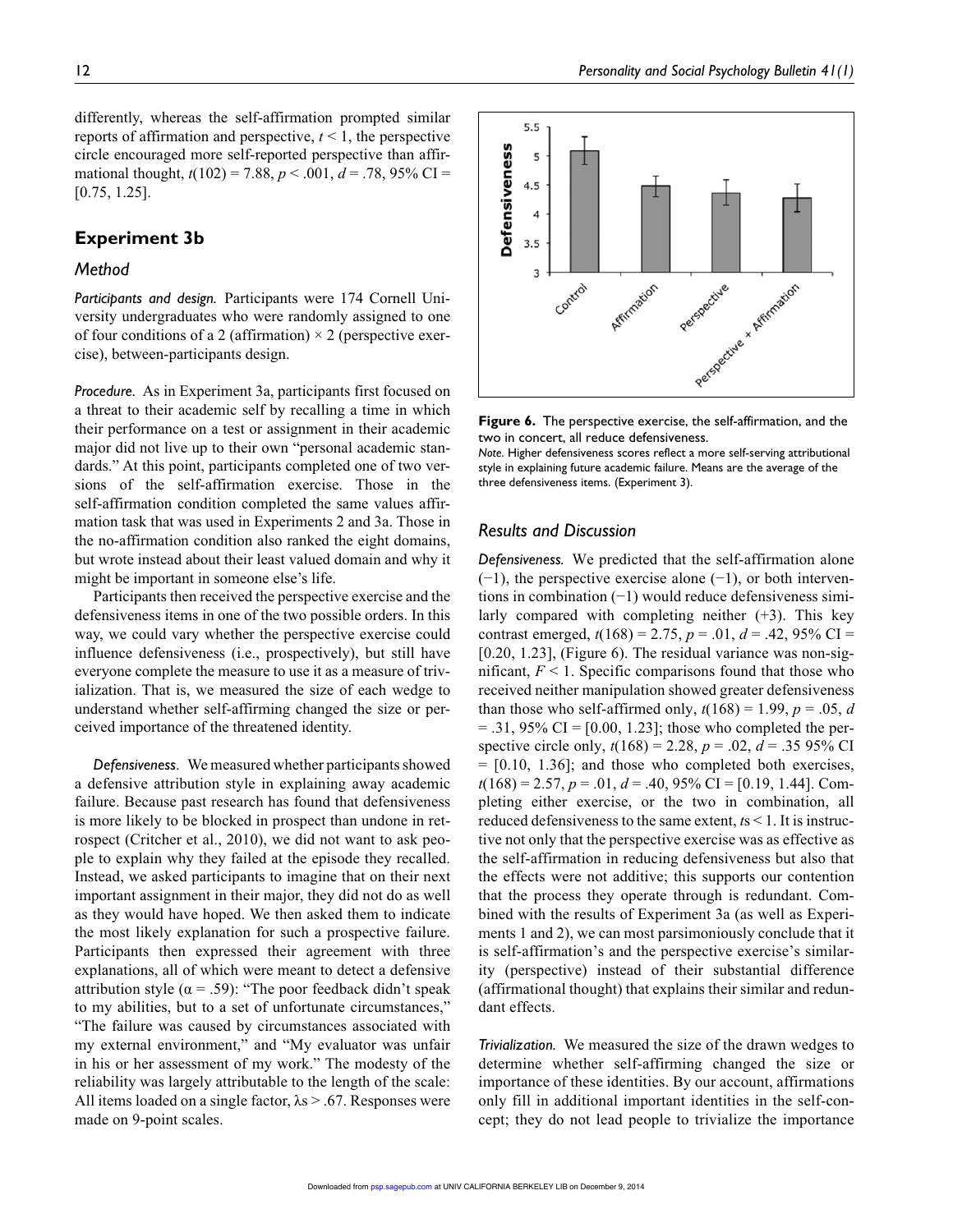differently, whereas the self-affirmation prompted similar reports of affirmation and perspective, $t < 1$, the perspective circle encouraged more self-reported perspective than affirmational thought, $t(102) = 7.88$, $p < .001$, $d = .78$, 95% CI = [0.75, 1.25].

## Experiment 3b

### Method

*Participants and design.* Participants were 174 Cornell University undergraduates who were randomly assigned to one of four conditions of a 2 (affirmation) × 2 (perspective exercise), between-participants design.

*Procedure.* As in Experiment 3a, participants first focused on a threat to their academic self by recalling a time in which their performance on a test or assignment in their academic major did not live up to their own "personal academic standards." At this point, participants completed one of two versions of the self-affirmation exercise. Those in the self-affirmation condition completed the same values affirmation task that was used in Experiments 2 and 3a. Those in the no-affirmation condition also ranked the eight domains, but wrote instead about their least valued domain and why it might be important in someone else's life.

Participants then received the perspective exercise and the defensiveness items in one of the two possible orders. In this way, we could vary whether the perspective exercise could influence defensiveness (i.e., prospectively), but still have everyone complete the measure to use it as a measure of trivialization. That is, we measured the size of each wedge to understand whether self-affirming changed the size or perceived importance of the threatened identity.

*Defensiveness*. We measured whether participants showed a defensive attribution style in explaining away academic failure. Because past research has found that defensiveness is more likely to be blocked in prospect than undone in retrospect (Critcher et al., 2010), we did not want to ask people to explain why they failed at the episode they recalled. Instead, we asked participants to imagine that on their next important assignment in their major, they did not do as well as they would have hoped. We then asked them to indicate the most likely explanation for such a prospective failure. Participants then expressed their agreement with three explanations, all of which were meant to detect a defensive attribution style ($\alpha = .59$): "The poor feedback didn't speak to my abilities, but to a set of unfortunate circumstances," "The failure was caused by circumstances associated with my external environment," and "My evaluator was unfair in his or her assessment of my work." The modesty of the reliability was largely attributable to the length of the scale: All items loaded on a single factor, $\lambda s > .67$. Responses were made on 9-point scales.

Defensiveness
5.5
5
4.5
4
3.5
3
Control
Affirmation
Perspective
Perspective + Affirmation

**Figure 6.** The perspective exercise, the self-affirmation, and the two in concert, all reduce defensiveness.
*Note.* Higher defensiveness scores reflect a more self-serving attributional style in explaining future academic failure. Means are the average of the three defensiveness items. (Experiment 3).

### Results and Discussion

*Defensiveness.* We predicted that the self-affirmation alone (−1), the perspective exercise alone (−1), or both interventions in combination (−1) would reduce defensiveness similarly compared with completing neither (+3). This key contrast emerged, $t(168) = 2.75$, $p = .01$, $d = .42$, 95% CI = [0.20, 1.23], (Figure 6). The residual variance was non-significant, $F < 1$. Specific comparisons found that those who received neither manipulation showed greater defensiveness than those who self-affirmed only, $t(168) = 1.99$, $p = .05$, $d = .31$, 95% CI = [0.00, 1.23]; those who completed the perspective circle only, $t(168) = 2.28$, $p = .02$, $d = .35$ 95% CI = [0.10, 1.36]; and those who completed both exercises, $t(168) = 2.57$, $p = .01$, $d = .40$, 95% CI = [0.19, 1.44]. Completing either exercise, or the two in combination, all reduced defensiveness to the same extent, $ts < 1$. It is instructive not only that the perspective exercise was as effective as the self-affirmation in reducing defensiveness but also that the effects were not additive; this supports our contention that the process they operate through is redundant. Combined with the results of Experiment 3a (as well as Experiments 1 and 2), we can most parsimoniously conclude that it is self-affirmation's and the perspective exercise's similarity (perspective) instead of their substantial difference (affirmational thought) that explains their similar and redundant effects.

*Trivialization.* We measured the size of the drawn wedges to determine whether self-affirming changed the size or importance of these identities. By our account, affirmations only fill in additional important identities in the self-concept; they do not lead people to trivialize the importance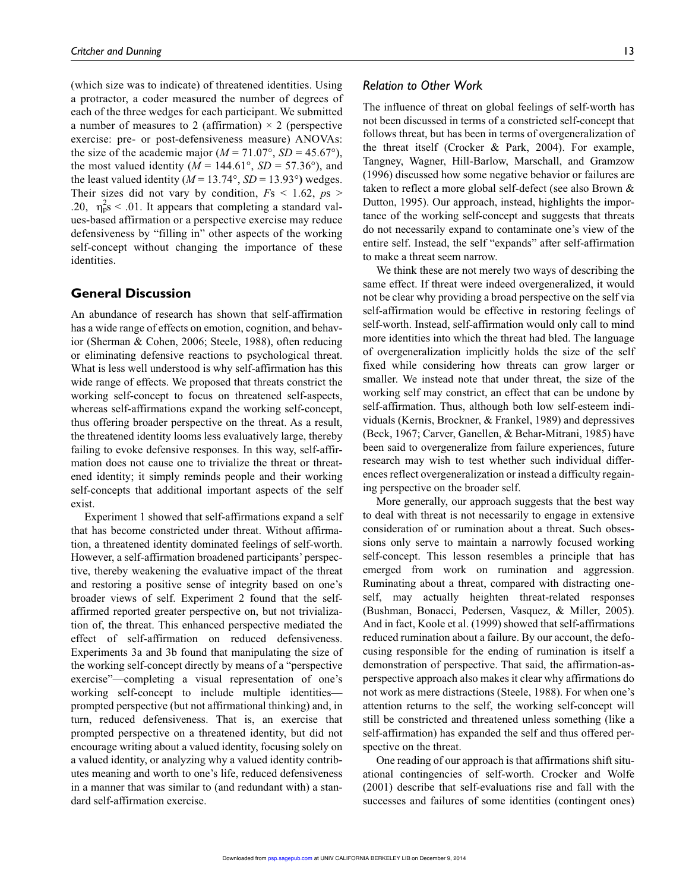(which size was to indicate) of threatened identities. Using a protractor, a coder measured the number of degrees of each of the three wedges for each participant. We submitted a number of measures to 2 (affirmation) × 2 (perspective exercise: pre- or post-defensiveness measure) ANOVAs: the size of the academic major ($M$ = 71.07°, $SD$ = 45.67°), the most valued identity ($M$ = 144.61°, $SD$ = 57.36°), and the least valued identity ($M$ = 13.74°, $SD$ = 13.93°) wedges. Their sizes did not vary by condition, $F$s < 1.62, $p$s > .20, $\eta_p^2$s < .01. It appears that completing a standard values-based affirmation or a perspective exercise may reduce defensiveness by "filling in" other aspects of the working self-concept without changing the importance of these identities.

## General Discussion

An abundance of research has shown that self-affirmation has a wide range of effects on emotion, cognition, and behavior (Sherman & Cohen, 2006; Steele, 1988), often reducing or eliminating defensive reactions to psychological threat. What is less well understood is why self-affirmation has this wide range of effects. We proposed that threats constrict the working self-concept to focus on threatened self-aspects, whereas self-affirmations expand the working self-concept, thus offering broader perspective on the threat. As a result, the threatened identity looms less evaluatively large, thereby failing to evoke defensive responses. In this way, self-affirmation does not cause one to trivialize the threat or threatened identity; it simply reminds people and their working self-concepts that additional important aspects of the self exist.

Experiment 1 showed that self-affirmations expand a self that has become constricted under threat. Without affirmation, a threatened identity dominated feelings of self-worth. However, a self-affirmation broadened participants' perspective, thereby weakening the evaluative impact of the threat and restoring a positive sense of integrity based on one's broader views of self. Experiment 2 found that the self-affirmed reported greater perspective on, but not trivialization of, the threat. This enhanced perspective mediated the effect of self-affirmation on reduced defensiveness. Experiments 3a and 3b found that manipulating the size of the working self-concept directly by means of a "perspective exercise"—completing a visual representation of one's working self-concept to include multiple identities—prompted perspective (but not affirmational thinking) and, in turn, reduced defensiveness. That is, an exercise that prompted perspective on a threatened identity, but did not encourage writing about a valued identity, focusing solely on a valued identity, or analyzing why a valued identity contributes meaning and worth to one's life, reduced defensiveness in a manner that was similar to (and redundant with) a standard self-affirmation exercise.

### Relation to Other Work

The influence of threat on global feelings of self-worth has not been discussed in terms of a constricted self-concept that follows threat, but has been in terms of overgeneralization of the threat itself (Crocker & Park, 2004). For example, Tangney, Wagner, Hill-Barlow, Marschall, and Gramzow (1996) discussed how some negative behavior or failures are taken to reflect a more global self-defect (see also Brown & Dutton, 1995). Our approach, instead, highlights the importance of the working self-concept and suggests that threats do not necessarily expand to contaminate one's view of the entire self. Instead, the self "expands" after self-affirmation to make a threat seem narrow.

We think these are not merely two ways of describing the same effect. If threat were indeed overgeneralized, it would not be clear why providing a broad perspective on the self via self-affirmation would be effective in restoring feelings of self-worth. Instead, self-affirmation would only call to mind more identities into which the threat had bled. The language of overgeneralization implicitly holds the size of the self fixed while considering how threats can grow larger or smaller. We instead note that under threat, the size of the working self may constrict, an effect that can be undone by self-affirmation. Thus, although both low self-esteem individuals (Kernis, Brockner, & Frankel, 1989) and depressives (Beck, 1967; Carver, Ganellen, & Behar-Mitrani, 1985) have been said to overgeneralize from failure experiences, future research may wish to test whether such individual differences reflect overgeneralization or instead a difficulty regaining perspective on the broader self.

More generally, our approach suggests that the best way to deal with threat is not necessarily to engage in extensive consideration of or rumination about a threat. Such obsessions only serve to maintain a narrowly focused working self-concept. This lesson resembles a principle that has emerged from work on rumination and aggression. Ruminating about a threat, compared with distracting oneself, may actually heighten threat-related responses (Bushman, Bonacci, Pedersen, Vasquez, & Miller, 2005). And in fact, Koole et al. (1999) showed that self-affirmations reduced rumination about a failure. By our account, the defocusing responsible for the ending of rumination is itself a demonstration of perspective. That said, the affirmation-as-perspective approach also makes it clear why affirmations do not work as mere distractions (Steele, 1988). For when one's attention returns to the self, the working self-concept will still be constricted and threatened unless something (like a self-affirmation) has expanded the self and thus offered perspective on the threat.

One reading of our approach is that affirmations shift situational contingencies of self-worth. Crocker and Wolfe (2001) describe that self-evaluations rise and fall with the successes and failures of some identities (contingent ones)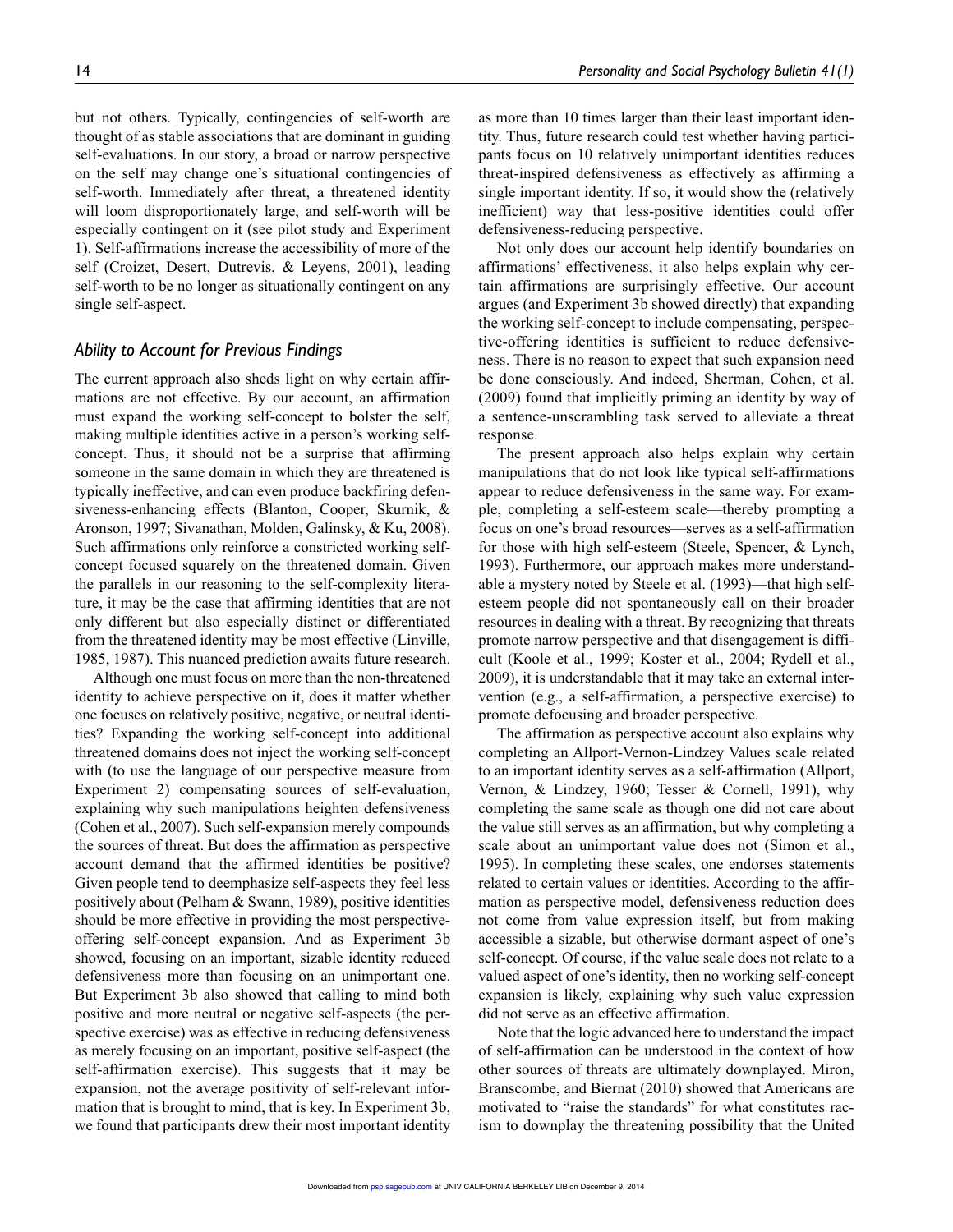but not others. Typically, contingencies of self-worth are thought of as stable associations that are dominant in guiding self-evaluations. In our story, a broad or narrow perspective on the self may change one's situational contingencies of self-worth. Immediately after threat, a threatened identity will loom disproportionately large, and self-worth will be especially contingent on it (see pilot study and Experiment 1). Self-affirmations increase the accessibility of more of the self (Croizet, Desert, Dutrevis, & Leyens, 2001), leading self-worth to be no longer as situationally contingent on any single self-aspect.

### *Ability to Account for Previous Findings*

The current approach also sheds light on why certain affirmations are not effective. By our account, an affirmation must expand the working self-concept to bolster the self, making multiple identities active in a person's working self-concept. Thus, it should not be a surprise that affirming someone in the same domain in which they are threatened is typically ineffective, and can even produce backfiring defensiveness-enhancing effects (Blanton, Cooper, Skurnik, & Aronson, 1997; Sivanathan, Molden, Galinsky, & Ku, 2008). Such affirmations only reinforce a constricted working self-concept focused squarely on the threatened domain. Given the parallels in our reasoning to the self-complexity literature, it may be the case that affirming identities that are not only different but also especially distinct or differentiated from the threatened identity may be most effective (Linville, 1985, 1987). This nuanced prediction awaits future research.

Although one must focus on more than the non-threatened identity to achieve perspective on it, does it matter whether one focuses on relatively positive, negative, or neutral identities? Expanding the working self-concept into additional threatened domains does not inject the working self-concept with (to use the language of our perspective measure from Experiment 2) compensating sources of self-evaluation, explaining why such manipulations heighten defensiveness (Cohen et al., 2007). Such self-expansion merely compounds the sources of threat. But does the affirmation as perspective account demand that the affirmed identities be positive? Given people tend to deemphasize self-aspects they feel less positively about (Pelham & Swann, 1989), positive identities should be more effective in providing the most perspective-offering self-concept expansion. And as Experiment 3b showed, focusing on an important, sizable identity reduced defensiveness more than focusing on an unimportant one. But Experiment 3b also showed that calling to mind both positive and more neutral or negative self-aspects (the perspective exercise) was as effective in reducing defensiveness as merely focusing on an important, positive self-aspect (the self-affirmation exercise). This suggests that it may be expansion, not the average positivity of self-relevant information that is brought to mind, that is key. In Experiment 3b, we found that participants drew their most important identity as more than 10 times larger than their least important identity. Thus, future research could test whether having participants focus on 10 relatively unimportant identities reduces threat-inspired defensiveness as effectively as affirming a single important identity. If so, it would show the (relatively inefficient) way that less-positive identities could offer defensiveness-reducing perspective.

Not only does our account help identify boundaries on affirmations' effectiveness, it also helps explain why certain affirmations are surprisingly effective. Our account argues (and Experiment 3b showed directly) that expanding the working self-concept to include compensating, perspective-offering identities is sufficient to reduce defensiveness. There is no reason to expect that such expansion need be done consciously. And indeed, Sherman, Cohen, et al. (2009) found that implicitly priming an identity by way of a sentence-unscrambling task served to alleviate a threat response.

The present approach also helps explain why certain manipulations that do not look like typical self-affirmations appear to reduce defensiveness in the same way. For example, completing a self-esteem scale—thereby prompting a focus on one's broad resources—serves as a self-affirmation for those with high self-esteem (Steele, Spencer, & Lynch, 1993). Furthermore, our approach makes more understandable a mystery noted by Steele et al. (1993)—that high self-esteem people did not spontaneously call on their broader resources in dealing with a threat. By recognizing that threats promote narrow perspective and that disengagement is difficult (Koole et al., 1999; Koster et al., 2004; Rydell et al., 2009), it is understandable that it may take an external intervention (e.g., a self-affirmation, a perspective exercise) to promote defocusing and broader perspective.

The affirmation as perspective account also explains why completing an Allport-Vernon-Lindzey Values scale related to an important identity serves as a self-affirmation (Allport, Vernon, & Lindzey, 1960; Tesser & Cornell, 1991), why completing the same scale as though one did not care about the value still serves as an affirmation, but why completing a scale about an unimportant value does not (Simon et al., 1995). In completing these scales, one endorses statements related to certain values or identities. According to the affirmation as perspective model, defensiveness reduction does not come from value expression itself, but from making accessible a sizable, but otherwise dormant aspect of one's self-concept. Of course, if the value scale does not relate to a valued aspect of one's identity, then no working self-concept expansion is likely, explaining why such value expression did not serve as an effective affirmation.

Note that the logic advanced here to understand the impact of self-affirmation can be understood in the context of how other sources of threats are ultimately downplayed. Miron, Branscombe, and Biernat (2010) showed that Americans are motivated to "raise the standards" for what constitutes racism to downplay the threatening possibility that the United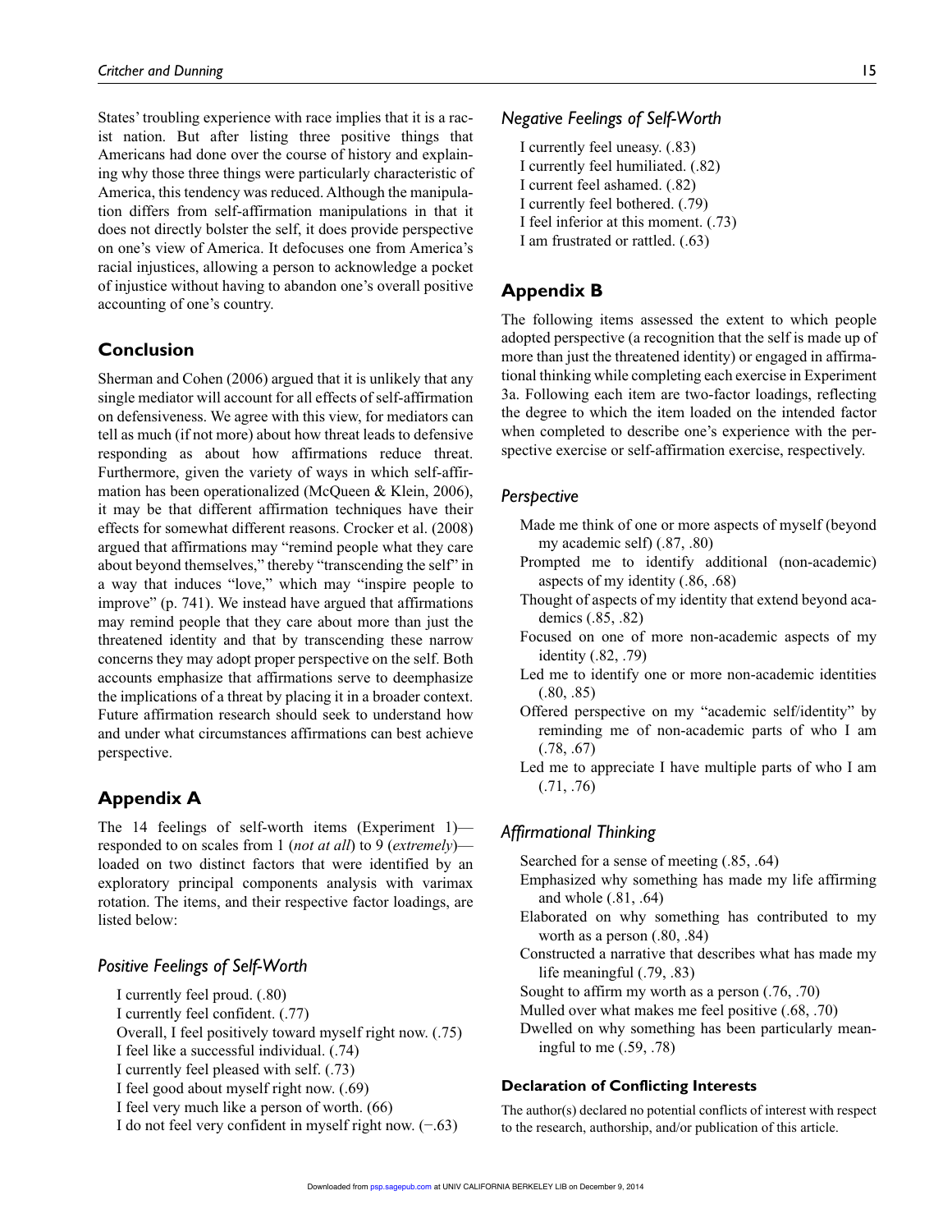States' troubling experience with race implies that it is a racist nation. But after listing three positive things that Americans had done over the course of history and explaining why those three things were particularly characteristic of America, this tendency was reduced. Although the manipulation differs from self-affirmation manipulations in that it does not directly bolster the self, it does provide perspective on one's view of America. It defocuses one from America's racial injustices, allowing a person to acknowledge a pocket of injustice without having to abandon one's overall positive accounting of one's country.

## Conclusion

Sherman and Cohen (2006) argued that it is unlikely that any single mediator will account for all effects of self-affirmation on defensiveness. We agree with this view, for mediators can tell as much (if not more) about how threat leads to defensive responding as about how affirmations reduce threat. Furthermore, given the variety of ways in which self-affirmation has been operationalized (McQueen & Klein, 2006), it may be that different affirmation techniques have their effects for somewhat different reasons. Crocker et al. (2008) argued that affirmations may "remind people what they care about beyond themselves," thereby "transcending the self" in a way that induces "love," which may "inspire people to improve" (p. 741). We instead have argued that affirmations may remind people that they care about more than just the threatened identity and that by transcending these narrow concerns they may adopt proper perspective on the self. Both accounts emphasize that affirmations serve to deemphasize the implications of a threat by placing it in a broader context. Future affirmation research should seek to understand how and under what circumstances affirmations can best achieve perspective.

## Appendix A

The 14 feelings of self-worth items (Experiment 1)—responded to on scales from 1 (*not at all*) to 9 (*extremely*)—loaded on two distinct factors that were identified by an exploratory principal components analysis with varimax rotation. The items, and their respective factor loadings, are listed below:

### *Positive Feelings of Self-Worth*

I currently feel proud. (.80)
I currently feel confident. (.77)
Overall, I feel positively toward myself right now. (.75)
I feel like a successful individual. (.74)
I currently feel pleased with self. (.73)
I feel good about myself right now. (.69)
I feel very much like a person of worth. (66)
I do not feel very confident in myself right now. (−.63)

### *Negative Feelings of Self-Worth*

I currently feel uneasy. (.83)
I currently feel humiliated. (.82)
I current feel ashamed. (.82)
I currently feel bothered. (.79)
I feel inferior at this moment. (.73)
I am frustrated or rattled. (.63)

## Appendix B

The following items assessed the extent to which people adopted perspective (a recognition that the self is made up of more than just the threatened identity) or engaged in affirmational thinking while completing each exercise in Experiment 3a. Following each item are two-factor loadings, reflecting the degree to which the item loaded on the intended factor when completed to describe one's experience with the perspective exercise or self-affirmation exercise, respectively.

### *Perspective*

Made me think of one or more aspects of myself (beyond my academic self) (.87, .80)
Prompted me to identify additional (non-academic) aspects of my identity (.86, .68)
Thought of aspects of my identity that extend beyond academics (.85, .82)
Focused on one of more non-academic aspects of my identity (.82, .79)
Led me to identify one or more non-academic identities (.80, .85)
Offered perspective on my "academic self/identity" by reminding me of non-academic parts of who I am (.78, .67)
Led me to appreciate I have multiple parts of who I am (.71, .76)

### *Affirmational Thinking*

Searched for a sense of meeting (.85, .64)
Emphasized why something has made my life affirming and whole (.81, .64)
Elaborated on why something has contributed to my worth as a person (.80, .84)
Constructed a narrative that describes what has made my life meaningful (.79, .83)
Sought to affirm my worth as a person (.76, .70)
Mulled over what makes me feel positive (.68, .70)
Dwelled on why something has been particularly meaningful to me (.59, .78)

#### Declaration of Conflicting Interests

The author(s) declared no potential conflicts of interest with respect to the research, authorship, and/or publication of this article.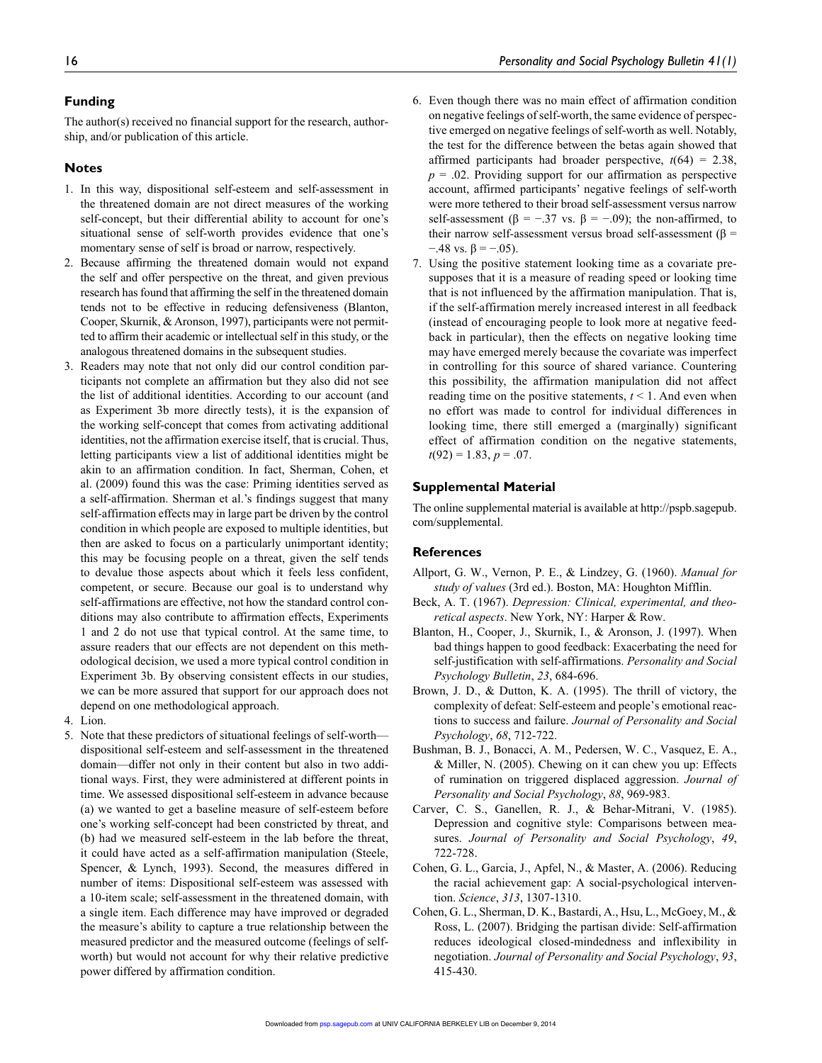## Funding

The author(s) received no financial support for the research, authorship, and/or publication of this article.

## Notes

1. In this way, dispositional self-esteem and self-assessment in the threatened domain are not direct measures of the working self-concept, but their differential ability to account for one's situational sense of self-worth provides evidence that one's momentary sense of self is broad or narrow, respectively.
2. Because affirming the threatened domain would not expand the self and offer perspective on the threat, and given previous research has found that affirming the self in the threatened domain tends not to be effective in reducing defensiveness (Blanton, Cooper, Skurnik, & Aronson, 1997), participants were not permitted to affirm their academic or intellectual self in this study, or the analogous threatened domains in the subsequent studies.
3. Readers may note that not only did our control condition participants not complete an affirmation but they also did not see the list of additional identities. According to our account (and as Experiment 3b more directly tests), it is the expansion of the working self-concept that comes from activating additional identities, not the affirmation exercise itself, that is crucial. Thus, letting participants view a list of additional identities might be akin to an affirmation condition. In fact, Sherman, Cohen, et al. (2009) found this was the case: Priming identities served as a self-affirmation. Sherman et al.'s findings suggest that many self-affirmation effects may in large part be driven by the control condition in which people are exposed to multiple identities, but then are asked to focus on a particularly unimportant identity; this may be focusing people on a threat, given the self tends to devalue those aspects about which it feels less confident, competent, or secure. Because our goal is to understand why self-affirmations are effective, not how the standard control conditions may also contribute to affirmation effects, Experiments 1 and 2 do not use that typical control. At the same time, to assure readers that our effects are not dependent on this methodological decision, we used a more typical control condition in Experiment 3b. By observing consistent effects in our studies, we can be more assured that support for our approach does not depend on one methodological approach.
4. Lion.
5. Note that these predictors of situational feelings of self-worth—dispositional self-esteem and self-assessment in the threatened domain—differ not only in their content but also in two additional ways. First, they were administered at different points in time. We assessed dispositional self-esteem in advance because (a) we wanted to get a baseline measure of self-esteem before one's working self-concept had been constricted by threat, and (b) had we measured self-esteem in the lab before the threat, it could have acted as a self-affirmation manipulation (Steele, Spencer, & Lynch, 1993). Second, the measures differed in number of items: Dispositional self-esteem was assessed with a 10-item scale; self-assessment in the threatened domain, with a single item. Each difference may have improved or degraded the measure's ability to capture a true relationship between the measured predictor and the measured outcome (feelings of self-worth) but would not account for why their relative predictive power differed by affirmation condition.
6. Even though there was no main effect of affirmation condition on negative feelings of self-worth, the same evidence of perspective emerged on negative feelings of self-worth as well. Notably, the test for the difference between the betas again showed that affirmed participants had broader perspective, $t(64) = 2.38$, $p = .02$. Providing support for our affirmation as perspective account, affirmed participants' negative feelings of self-worth were more tethered to their broad self-assessment versus narrow self-assessment ($\beta = -.37$ vs. $\beta = -.09$); the non-affirmed, to their narrow self-assessment versus broad self-assessment ($\beta = -.48$ vs. $\beta = -.05$).
7. Using the positive statement looking time as a covariate presupposes that it is a measure of reading speed or looking time that is not influenced by the affirmation manipulation. That is, if the self-affirmation merely increased interest in all feedback (instead of encouraging people to look more at negative feedback in particular), then the effects on negative looking time may have emerged merely because the covariate was imperfect in controlling for this source of shared variance. Countering this possibility, the affirmation manipulation did not affect reading time on the positive statements, $t < 1$. And even when no effort was made to control for individual differences in looking time, there still emerged a (marginally) significant effect of affirmation condition on the negative statements, $t(92) = 1.83$, $p = .07$.

## Supplemental Material

The online supplemental material is available at http://pspb.sagepub.com/supplemental.

## References

Allport, G. W., Vernon, P. E., & Lindzey, G. (1960). *Manual for study of values* (3rd ed.). Boston, MA: Houghton Mifflin.

Beck, A. T. (1967). *Depression: Clinical, experimental, and theoretical aspects*. New York, NY: Harper & Row.

Blanton, H., Cooper, J., Skurnik, I., & Aronson, J. (1997). When bad things happen to good feedback: Exacerbating the need for self-justification with self-affirmations. *Personality and Social Psychology Bulletin*, *23*, 684-696.

Brown, J. D., & Dutton, K. A. (1995). The thrill of victory, the complexity of defeat: Self-esteem and people's emotional reactions to success and failure. *Journal of Personality and Social Psychology*, *68*, 712-722.

Bushman, B. J., Bonacci, A. M., Pedersen, W. C., Vasquez, E. A., & Miller, N. (2005). Chewing on it can chew you up: Effects of rumination on triggered displaced aggression. *Journal of Personality and Social Psychology*, *88*, 969-983.

Carver, C. S., Ganellen, R. J., & Behar-Mitrani, V. (1985). Depression and cognitive style: Comparisons between measures. *Journal of Personality and Social Psychology*, *49*, 722-728.

Cohen, G. L., Garcia, J., Apfel, N., & Master, A. (2006). Reducing the racial achievement gap: A social-psychological intervention. *Science*, *313*, 1307-1310.

Cohen, G. L., Sherman, D. K., Bastardi, A., Hsu, L., McGoey, M., & Ross, L. (2007). Bridging the partisan divide: Self-affirmation reduces ideological closed-mindedness and inflexibility in negotiation. *Journal of Personality and Social Psychology*, *93*, 415-430.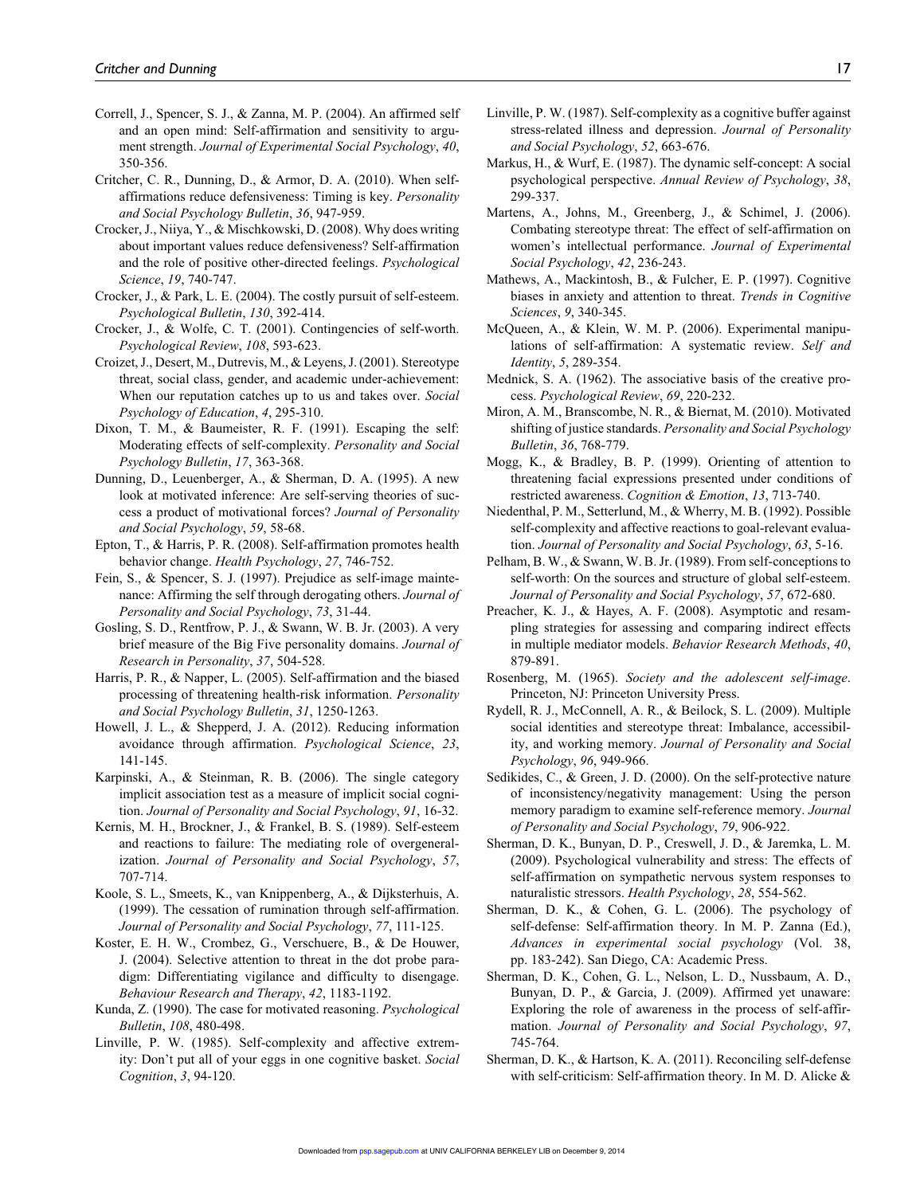Correll, J., Spencer, S. J., & Zanna, M. P. (2004). An affirmed self and an open mind: Self-affirmation and sensitivity to argument strength. *Journal of Experimental Social Psychology*, *40*, 350-356.

Critcher, C. R., Dunning, D., & Armor, D. A. (2010). When self-affirmations reduce defensiveness: Timing is key. *Personality and Social Psychology Bulletin*, *36*, 947-959.

Crocker, J., Niiya, Y., & Mischkowski, D. (2008). Why does writing about important values reduce defensiveness? Self-affirmation and the role of positive other-directed feelings. *Psychological Science*, *19*, 740-747.

Crocker, J., & Park, L. E. (2004). The costly pursuit of self-esteem. *Psychological Bulletin*, *130*, 392-414.

Crocker, J., & Wolfe, C. T. (2001). Contingencies of self-worth. *Psychological Review*, *108*, 593-623.

Croizet, J., Desert, M., Dutrevis, M., & Leyens, J. (2001). Stereotype threat, social class, gender, and academic under-achievement: When our reputation catches up to us and takes over. *Social Psychology of Education*, *4*, 295-310.

Dixon, T. M., & Baumeister, R. F. (1991). Escaping the self: Moderating effects of self-complexity. *Personality and Social Psychology Bulletin*, *17*, 363-368.

Dunning, D., Leuenberger, A., & Sherman, D. A. (1995). A new look at motivated inference: Are self-serving theories of success a product of motivational forces? *Journal of Personality and Social Psychology*, *59*, 58-68.

Epton, T., & Harris, P. R. (2008). Self-affirmation promotes health behavior change. *Health Psychology*, *27*, 746-752.

Fein, S., & Spencer, S. J. (1997). Prejudice as self-image maintenance: Affirming the self through derogating others. *Journal of Personality and Social Psychology*, *73*, 31-44.

Gosling, S. D., Rentfrow, P. J., & Swann, W. B. Jr. (2003). A very brief measure of the Big Five personality domains. *Journal of Research in Personality*, *37*, 504-528.

Harris, P. R., & Napper, L. (2005). Self-affirmation and the biased processing of threatening health-risk information. *Personality and Social Psychology Bulletin*, *31*, 1250-1263.

Howell, J. L., & Shepperd, J. A. (2012). Reducing information avoidance through affirmation. *Psychological Science*, *23*, 141-145.

Karpinski, A., & Steinman, R. B. (2006). The single category implicit association test as a measure of implicit social cognition. *Journal of Personality and Social Psychology*, *91*, 16-32.

Kernis, M. H., Brockner, J., & Frankel, B. S. (1989). Self-esteem and reactions to failure: The mediating role of overgeneralization. *Journal of Personality and Social Psychology*, *57*, 707-714.

Koole, S. L., Smeets, K., van Knippenberg, A., & Dijksterhuis, A. (1999). The cessation of rumination through self-affirmation. *Journal of Personality and Social Psychology*, *77*, 111-125.

Koster, E. H. W., Crombez, G., Verschuere, B., & De Houwer, J. (2004). Selective attention to threat in the dot probe paradigm: Differentiating vigilance and difficulty to disengage. *Behaviour Research and Therapy*, *42*, 1183-1192.

Kunda, Z. (1990). The case for motivated reasoning. *Psychological Bulletin*, *108*, 480-498.

Linville, P. W. (1985). Self-complexity and affective extremity: Don't put all of your eggs in one cognitive basket. *Social Cognition*, *3*, 94-120.

Linville, P. W. (1987). Self-complexity as a cognitive buffer against stress-related illness and depression. *Journal of Personality and Social Psychology*, *52*, 663-676.

Markus, H., & Wurf, E. (1987). The dynamic self-concept: A social psychological perspective. *Annual Review of Psychology*, *38*, 299-337.

Martens, A., Johns, M., Greenberg, J., & Schimel, J. (2006). Combating stereotype threat: The effect of self-affirmation on women's intellectual performance. *Journal of Experimental Social Psychology*, *42*, 236-243.

Mathews, A., Mackintosh, B., & Fulcher, E. P. (1997). Cognitive biases in anxiety and attention to threat. *Trends in Cognitive Sciences*, *9*, 340-345.

McQueen, A., & Klein, W. M. P. (2006). Experimental manipulations of self-affirmation: A systematic review. *Self and Identity*, *5*, 289-354.

Mednick, S. A. (1962). The associative basis of the creative process. *Psychological Review*, *69*, 220-232.

Miron, A. M., Branscombe, N. R., & Biernat, M. (2010). Motivated shifting of justice standards. *Personality and Social Psychology Bulletin*, *36*, 768-779.

Mogg, K., & Bradley, B. P. (1999). Orienting of attention to threatening facial expressions presented under conditions of restricted awareness. *Cognition & Emotion*, *13*, 713-740.

Niedenthal, P. M., Setterlund, M., & Wherry, M. B. (1992). Possible self-complexity and affective reactions to goal-relevant evaluation. *Journal of Personality and Social Psychology*, *63*, 5-16.

Pelham, B. W., & Swann, W. B. Jr. (1989). From self-conceptions to self-worth: On the sources and structure of global self-esteem. *Journal of Personality and Social Psychology*, *57*, 672-680.

Preacher, K. J., & Hayes, A. F. (2008). Asymptotic and resampling strategies for assessing and comparing indirect effects in multiple mediator models. *Behavior Research Methods*, *40*, 879-891.

Rosenberg, M. (1965). *Society and the adolescent self-image*. Princeton, NJ: Princeton University Press.

Rydell, R. J., McConnell, A. R., & Beilock, S. L. (2009). Multiple social identities and stereotype threat: Imbalance, accessibility, and working memory. *Journal of Personality and Social Psychology*, *96*, 949-966.

Sedikides, C., & Green, J. D. (2000). On the self-protective nature of inconsistency/negativity management: Using the person memory paradigm to examine self-reference memory. *Journal of Personality and Social Psychology*, *79*, 906-922.

Sherman, D. K., Bunyan, D. P., Creswell, J. D., & Jaremka, L. M. (2009). Psychological vulnerability and stress: The effects of self-affirmation on sympathetic nervous system responses to naturalistic stressors. *Health Psychology*, *28*, 554-562.

Sherman, D. K., & Cohen, G. L. (2006). The psychology of self-defense: Self-affirmation theory. In M. P. Zanna (Ed.), *Advances in experimental social psychology* (Vol. 38, pp. 183-242). San Diego, CA: Academic Press.

Sherman, D. K., Cohen, G. L., Nelson, L. D., Nussbaum, A. D., Bunyan, D. P., & Garcia, J. (2009). Affirmed yet unaware: Exploring the role of awareness in the process of self-affirmation. *Journal of Personality and Social Psychology*, *97*, 745-764.

Sherman, D. K., & Hartson, K. A. (2011). Reconciling self-defense with self-criticism: Self-affirmation theory. In M. D. Alicke &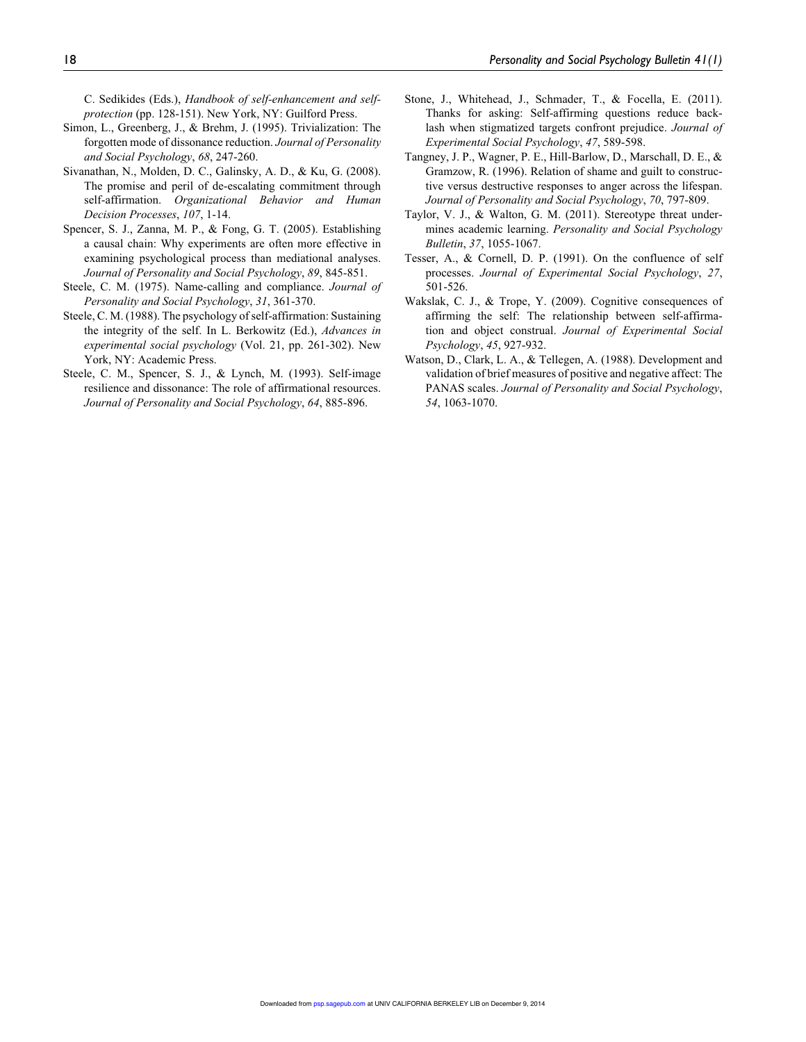C. Sedikides (Eds.), *Handbook of self-enhancement and self-protection* (pp. 128-151). New York, NY: Guilford Press.

Simon, L., Greenberg, J., & Brehm, J. (1995). Trivialization: The forgotten mode of dissonance reduction. *Journal of Personality and Social Psychology*, *68*, 247-260.

Sivanathan, N., Molden, D. C., Galinsky, A. D., & Ku, G. (2008). The promise and peril of de-escalating commitment through self-affirmation. *Organizational Behavior and Human Decision Processes*, *107*, 1-14.

Spencer, S. J., Zanna, M. P., & Fong, G. T. (2005). Establishing a causal chain: Why experiments are often more effective in examining psychological process than mediational analyses. *Journal of Personality and Social Psychology*, *89*, 845-851.

Steele, C. M. (1975). Name-calling and compliance. *Journal of Personality and Social Psychology*, *31*, 361-370.

Steele, C. M. (1988). The psychology of self-affirmation: Sustaining the integrity of the self. In L. Berkowitz (Ed.), *Advances in experimental social psychology* (Vol. 21, pp. 261-302). New York, NY: Academic Press.

Steele, C. M., Spencer, S. J., & Lynch, M. (1993). Self-image resilience and dissonance: The role of affirmational resources. *Journal of Personality and Social Psychology*, *64*, 885-896.

Stone, J., Whitehead, J., Schmader, T., & Focella, E. (2011). Thanks for asking: Self-affirming questions reduce backlash when stigmatized targets confront prejudice. *Journal of Experimental Social Psychology*, *47*, 589-598.

Tangney, J. P., Wagner, P. E., Hill-Barlow, D., Marschall, D. E., & Gramzow, R. (1996). Relation of shame and guilt to constructive versus destructive responses to anger across the lifespan. *Journal of Personality and Social Psychology*, *70*, 797-809.

Taylor, V. J., & Walton, G. M. (2011). Stereotype threat undermines academic learning. *Personality and Social Psychology Bulletin*, *37*, 1055-1067.

Tesser, A., & Cornell, D. P. (1991). On the confluence of self processes. *Journal of Experimental Social Psychology*, *27*, 501-526.

Wakslak, C. J., & Trope, Y. (2009). Cognitive consequences of affirming the self: The relationship between self-affirmation and object construal. *Journal of Experimental Social Psychology*, *45*, 927-932.

Watson, D., Clark, L. A., & Tellegen, A. (1988). Development and validation of brief measures of positive and negative affect: The PANAS scales. *Journal of Personality and Social Psychology*, *54*, 1063-1070.